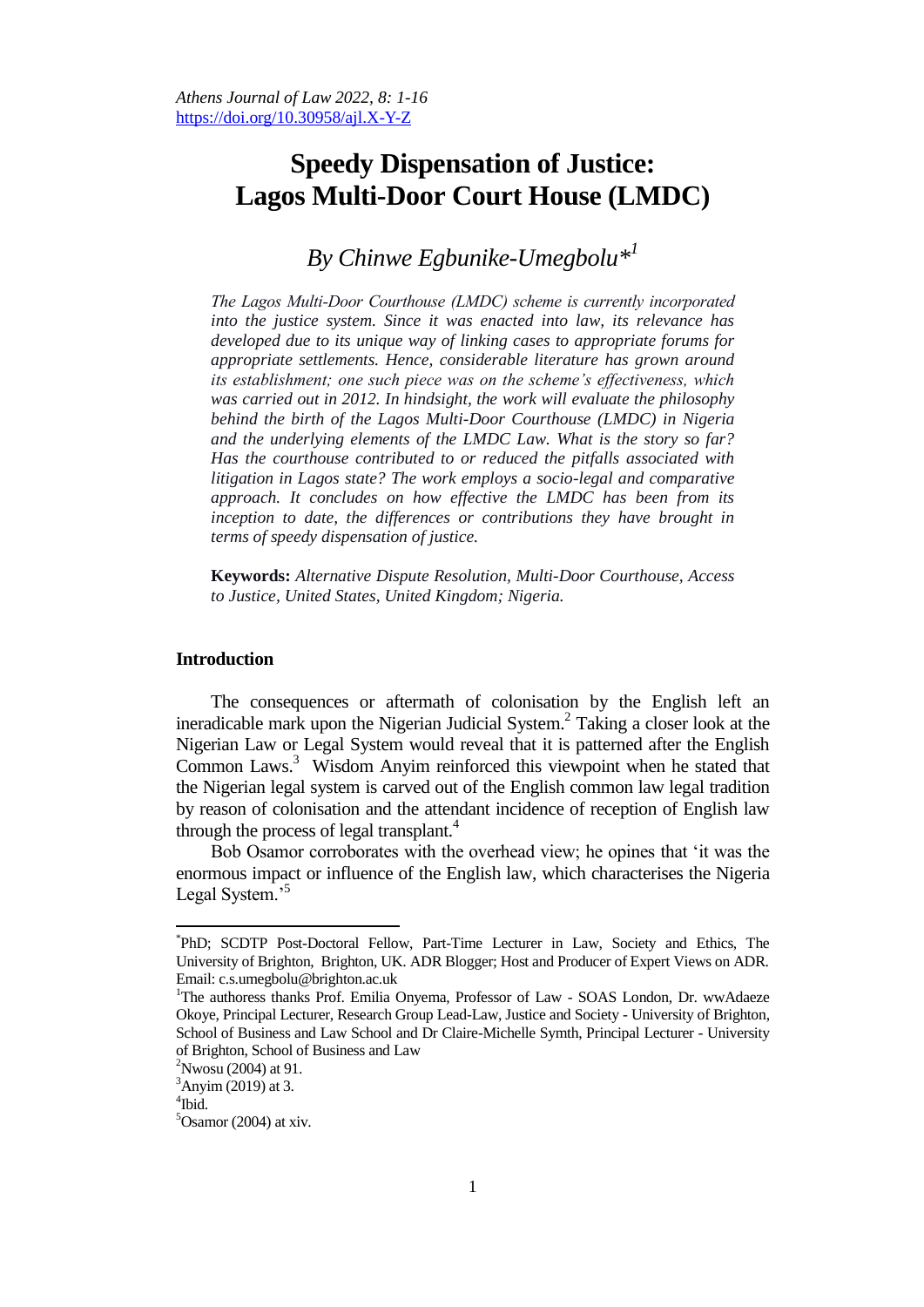# Speedy Dispensation of Justice: Lagos Multi-Door Court House (LMDC)

## *By Chinwe Egbunike-Umegbolu*[*][1]

*The Lagos Multi-Door Courthouse (LMDC) scheme is currently incorporated into the justice system. Since it was enacted into law, its relevance has developed due to its unique way of linking cases to appropriate forums for appropriate settlements. Hence, considerable literature has grown around its establishment; one such piece was on the scheme's effectiveness, which was carried out in 2012. In hindsight, the work will evaluate the philosophy behind the birth of the Lagos Multi-Door Courthouse (LMDC) in Nigeria and the underlying elements of the LMDC Law. What is the story so far? Has the courthouse contributed to or reduced the pitfalls associated with litigation in Lagos state? The work employs a socio-legal and comparative approach. It concludes on how effective the LMDC has been from its inception to date, the differences or contributions they have brought in terms of speedy dispensation of justice.*

**Keywords:** *Alternative Dispute Resolution, Multi-Door Courthouse, Access to Justice, United States, United Kingdom; Nigeria.*

### Introduction

The consequences or aftermath of colonisation by the English left an ineradicable mark upon the Nigerian Judicial System.[2] Taking a closer look at the Nigerian Law or Legal System would reveal that it is patterned after the English Common Laws.[3] Wisdom Anyim reinforced this viewpoint when he stated that the Nigerian legal system is carved out of the English common law legal tradition by reason of colonisation and the attendant incidence of reception of English law through the process of legal transplant.[4]

Bob Osamor corroborates with the overhead view; he opines that 'it was the enormous impact or influence of the English law, which characterises the Nigeria Legal System.'[5]

---

[*]PhD; SCDTP Post-Doctoral Fellow, Part-Time Lecturer in Law, Society and Ethics, The University of Brighton, Brighton, UK. ADR Blogger; Host and Producer of Expert Views on ADR. Email: c.s.umegbolu@brighton.ac.uk

[1]The authoress thanks Prof. Emilia Onyema, Professor of Law - SOAS London, Dr. wwAdaeze Okoye, Principal Lecturer, Research Group Lead-Law, Justice and Society - University of Brighton, School of Business and Law School and Dr Claire-Michelle Symth, Principal Lecturer - University of Brighton, School of Business and Law

[2]Nwosu (2004) at 91.

[3]Anyim (2019) at 3.

[4]Ibid.

[5]Osamor (2004) at xiv.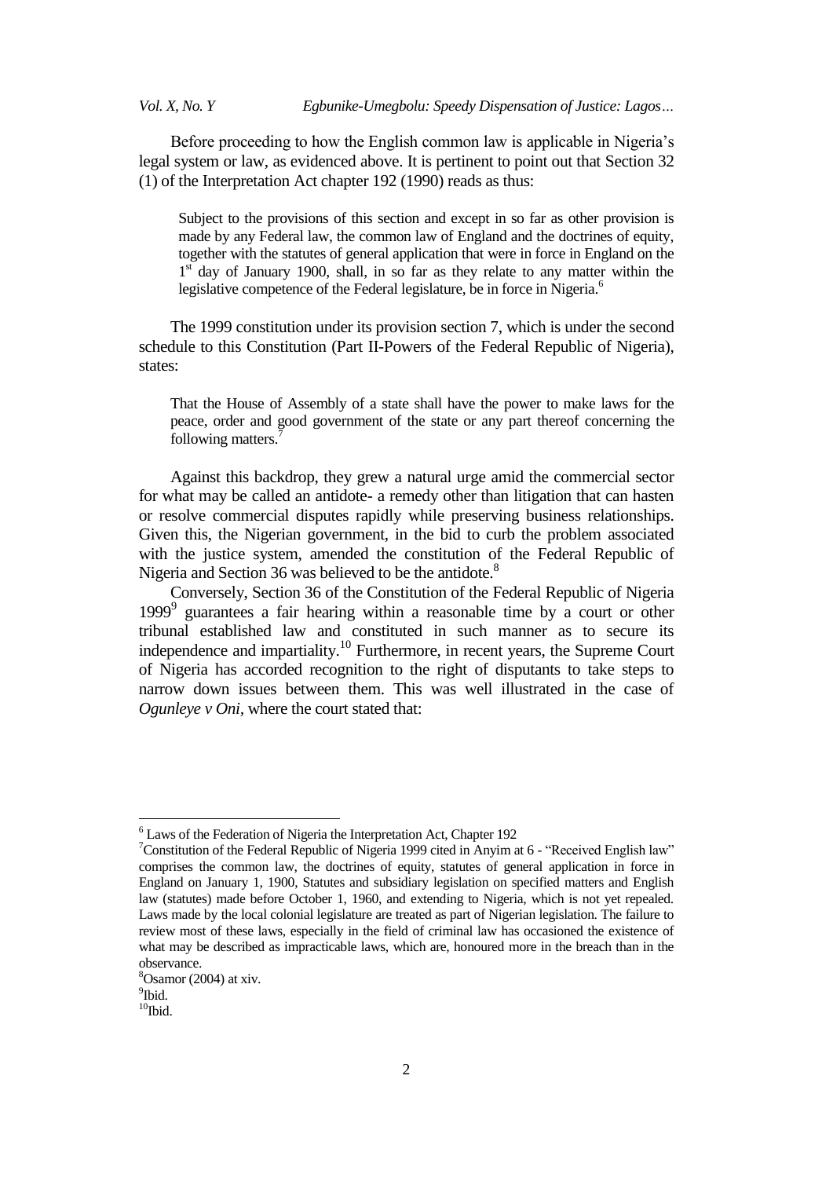Before proceeding to how the English common law is applicable in Nigeria's legal system or law, as evidenced above. It is pertinent to point out that Section 32 (1) of the Interpretation Act chapter 192 (1990) reads as thus:

> Subject to the provisions of this section and except in so far as other provision is made by any Federal law, the common law of England and the doctrines of equity, together with the statutes of general application that were in force in England on the 1st day of January 1900, shall, in so far as they relate to any matter within the legislative competence of the Federal legislature, be in force in Nigeria.[6]

The 1999 constitution under its provision section 7, which is under the second schedule to this Constitution (Part II-Powers of the Federal Republic of Nigeria), states:

> That the House of Assembly of a state shall have the power to make laws for the peace, order and good government of the state or any part thereof concerning the following matters.[7]

Against this backdrop, they grew a natural urge amid the commercial sector for what may be called an antidote- a remedy other than litigation that can hasten or resolve commercial disputes rapidly while preserving business relationships. Given this, the Nigerian government, in the bid to curb the problem associated with the justice system, amended the constitution of the Federal Republic of Nigeria and Section 36 was believed to be the antidote.[8]

Conversely, Section 36 of the Constitution of the Federal Republic of Nigeria 1999[9] guarantees a fair hearing within a reasonable time by a court or other tribunal established law and constituted in such manner as to secure its independence and impartiality.[10] Furthermore, in recent years, the Supreme Court of Nigeria has accorded recognition to the right of disputants to take steps to narrow down issues between them. This was well illustrated in the case of *Ogunleye v Oni*, where the court stated that:

---

[6] Laws of the Federation of Nigeria the Interpretation Act, Chapter 192

[7] Constitution of the Federal Republic of Nigeria 1999 cited in Anyim at 6 - "Received English law" comprises the common law, the doctrines of equity, statutes of general application in force in England on January 1, 1900, Statutes and subsidiary legislation on specified matters and English law (statutes) made before October 1, 1960, and extending to Nigeria, which is not yet repealed. Laws made by the local colonial legislature are treated as part of Nigerian legislation. The failure to review most of these laws, especially in the field of criminal law has occasioned the existence of what may be described as impracticable laws, which are, honoured more in the breach than in the observance.

[8] Osamor (2004) at xiv.

[9] Ibid.

[10] Ibid.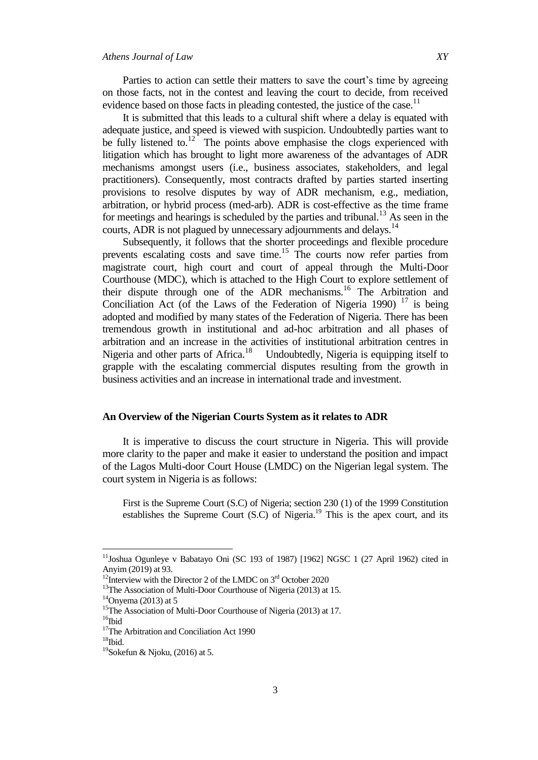Parties to action can settle their matters to save the court's time by agreeing on those facts, not in the contest and leaving the court to decide, from received evidence based on those facts in pleading contested, the justice of the case.[11]

It is submitted that this leads to a cultural shift where a delay is equated with adequate justice, and speed is viewed with suspicion. Undoubtedly parties want to be fully listened to.[12] The points above emphasise the clogs experienced with litigation which has brought to light more awareness of the advantages of ADR mechanisms amongst users (i.e., business associates, stakeholders, and legal practitioners). Consequently, most contracts drafted by parties started inserting provisions to resolve disputes by way of ADR mechanism, e.g., mediation, arbitration, or hybrid process (med-arb). ADR is cost-effective as the time frame for meetings and hearings is scheduled by the parties and tribunal.[13] As seen in the courts, ADR is not plagued by unnecessary adjournments and delays.[14]

Subsequently, it follows that the shorter proceedings and flexible procedure prevents escalating costs and save time.[15] The courts now refer parties from magistrate court, high court and court of appeal through the Multi-Door Courthouse (MDC), which is attached to the High Court to explore settlement of their dispute through one of the ADR mechanisms.[16] The Arbitration and Conciliation Act (of the Laws of the Federation of Nigeria 1990) [17] is being adopted and modified by many states of the Federation of Nigeria. There has been tremendous growth in institutional and ad-hoc arbitration and all phases of arbitration and an increase in the activities of institutional arbitration centres in Nigeria and other parts of Africa.[18] Undoubtedly, Nigeria is equipping itself to grapple with the escalating commercial disputes resulting from the growth in business activities and an increase in international trade and investment.

## An Overview of the Nigerian Courts System as it relates to ADR

It is imperative to discuss the court structure in Nigeria. This will provide more clarity to the paper and make it easier to understand the position and impact of the Lagos Multi-door Court House (LMDC) on the Nigerian legal system. The court system in Nigeria is as follows:

> First is the Supreme Court (S.C) of Nigeria; section 230 (1) of the 1999 Constitution establishes the Supreme Court (S.C) of Nigeria.[19] This is the apex court, and its

---

[11] Joshua Ogunleye v Babatayo Oni (SC 193 of 1987) [1962] NGSC 1 (27 April 1962) cited in Anyim (2019) at 93.

[12] Interview with the Director 2 of the LMDC on 3rd October 2020

[13] The Association of Multi-Door Courthouse of Nigeria (2013) at 15.

[14] Onyema (2013) at 5

[15] The Association of Multi-Door Courthouse of Nigeria (2013) at 17.

[16] Ibid

[17] The Arbitration and Conciliation Act 1990

[18] Ibid.

[19] Sokefun & Njoku, (2016) at 5.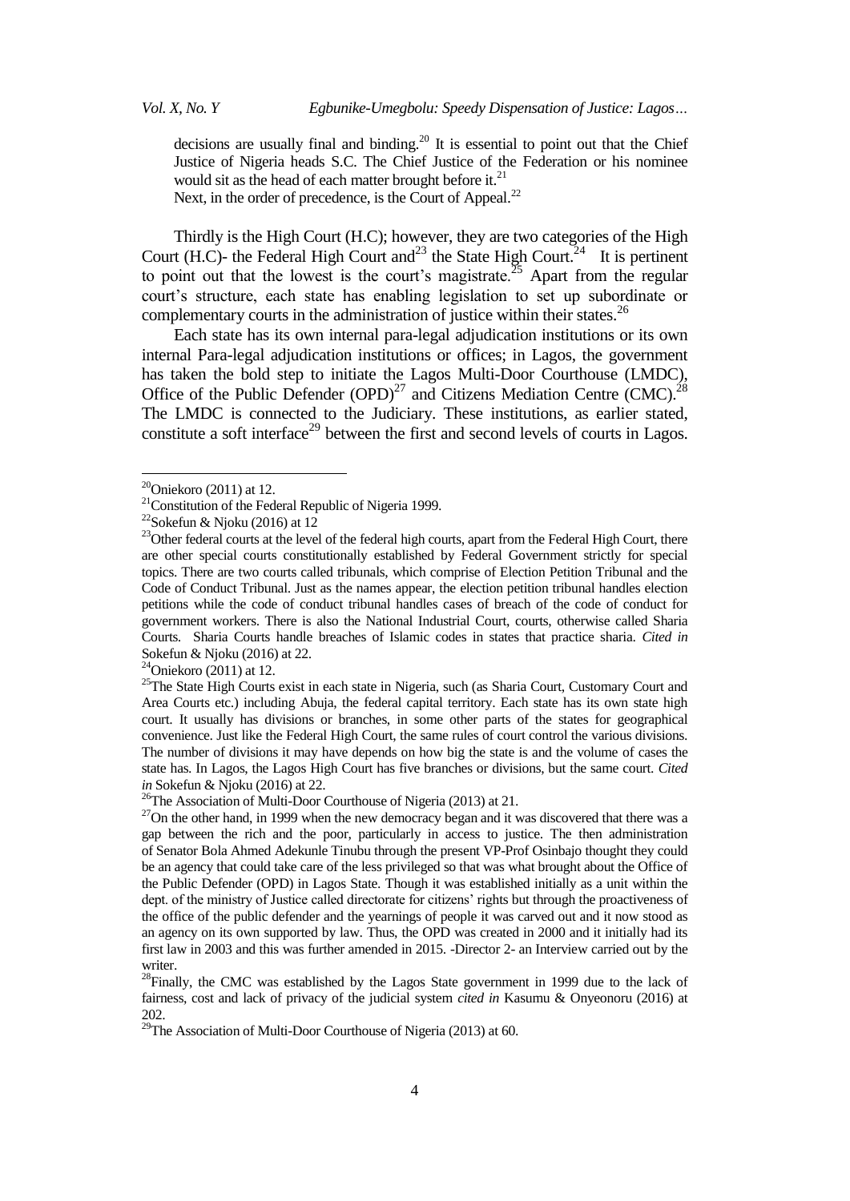decisions are usually final and binding.[20] It is essential to point out that the Chief Justice of Nigeria heads S.C. The Chief Justice of the Federation or his nominee would sit as the head of each matter brought before it.[21]

Next, in the order of precedence, is the Court of Appeal.[22]

Thirdly is the High Court (H.C); however, they are two categories of the High Court (H.C)- the Federal High Court and[23] the State High Court.[24] It is pertinent to point out that the lowest is the court's magistrate.[25] Apart from the regular court's structure, each state has enabling legislation to set up subordinate or complementary courts in the administration of justice within their states.[26]

Each state has its own internal para-legal adjudication institutions or its own internal Para-legal adjudication institutions or offices; in Lagos, the government has taken the bold step to initiate the Lagos Multi-Door Courthouse (LMDC), Office of the Public Defender (OPD)[27] and Citizens Mediation Centre (CMC).[28] The LMDC is connected to the Judiciary. These institutions, as earlier stated, constitute a soft interface[29] between the first and second levels of courts in Lagos.

---

[20]Oniekoro (2011) at 12.

[21]Constitution of the Federal Republic of Nigeria 1999.

[22]Sokefun & Njoku (2016) at 12

[23]Other federal courts at the level of the federal high courts, apart from the Federal High Court, there are other special courts constitutionally established by Federal Government strictly for special topics. There are two courts called tribunals, which comprise of Election Petition Tribunal and the Code of Conduct Tribunal. Just as the names appear, the election petition tribunal handles election petitions while the code of conduct tribunal handles cases of breach of the code of conduct for government workers. There is also the National Industrial Court, courts, otherwise called Sharia Courts. Sharia Courts handle breaches of Islamic codes in states that practice sharia. *Cited in* Sokefun & Njoku (2016) at 22.

[24]Oniekoro (2011) at 12.

[25]The State High Courts exist in each state in Nigeria, such (as Sharia Court, Customary Court and Area Courts etc.) including Abuja, the federal capital territory. Each state has its own state high court. It usually has divisions or branches, in some other parts of the states for geographical convenience. Just like the Federal High Court, the same rules of court control the various divisions. The number of divisions it may have depends on how big the state is and the volume of cases the state has. In Lagos, the Lagos High Court has five branches or divisions, but the same court. *Cited in* Sokefun & Njoku (2016) at 22.

[26]The Association of Multi-Door Courthouse of Nigeria (2013) at 21.

[27]On the other hand, in 1999 when the new democracy began and it was discovered that there was a gap between the rich and the poor, particularly in access to justice. The then administration of Senator Bola Ahmed Adekunle Tinubu through the present VP-Prof Osinbajo thought they could be an agency that could take care of the less privileged so that was what brought about the Office of the Public Defender (OPD) in Lagos State. Though it was established initially as a unit within the dept. of the ministry of Justice called directorate for citizens' rights but through the proactiveness of the office of the public defender and the yearnings of people it was carved out and it now stood as an agency on its own supported by law. Thus, the OPD was created in 2000 and it initially had its first law in 2003 and this was further amended in 2015. -Director 2- an Interview carried out by the writer.

[28]Finally, the CMC was established by the Lagos State government in 1999 due to the lack of fairness, cost and lack of privacy of the judicial system *cited in* Kasumu & Onyeonoru (2016) at 202.

[29]The Association of Multi-Door Courthouse of Nigeria (2013) at 60.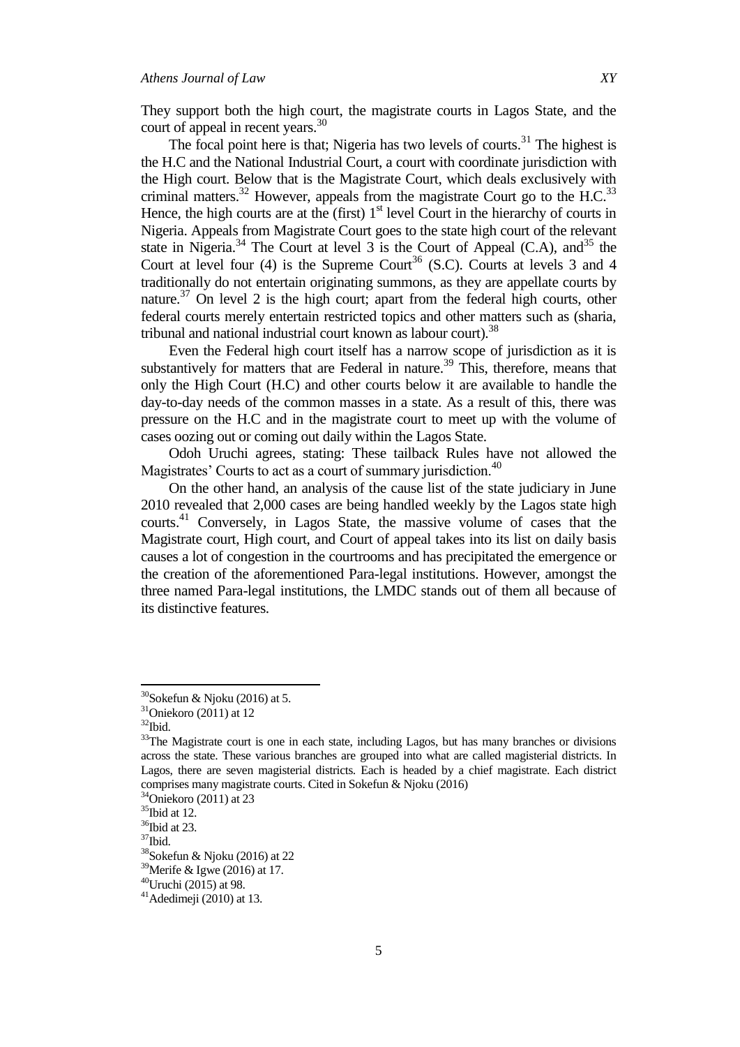They support both the high court, the magistrate courts in Lagos State, and the court of appeal in recent years.[30]

The focal point here is that; Nigeria has two levels of courts.[31] The highest is the H.C and the National Industrial Court, a court with coordinate jurisdiction with the High court. Below that is the Magistrate Court, which deals exclusively with criminal matters.[32] However, appeals from the magistrate Court go to the H.C.[33] Hence, the high courts are at the (first) 1st level Court in the hierarchy of courts in Nigeria. Appeals from Magistrate Court goes to the state high court of the relevant state in Nigeria.[34] The Court at level 3 is the Court of Appeal (C.A), and[35] the Court at level four (4) is the Supreme Court[36] (S.C). Courts at levels 3 and 4 traditionally do not entertain originating summons, as they are appellate courts by nature.[37] On level 2 is the high court; apart from the federal high courts, other federal courts merely entertain restricted topics and other matters such as (sharia, tribunal and national industrial court known as labour court).[38]

Even the Federal high court itself has a narrow scope of jurisdiction as it is substantively for matters that are Federal in nature.[39] This, therefore, means that only the High Court (H.C) and other courts below it are available to handle the day-to-day needs of the common masses in a state. As a result of this, there was pressure on the H.C and in the magistrate court to meet up with the volume of cases oozing out or coming out daily within the Lagos State.

Odoh Uruchi agrees, stating: These tailback Rules have not allowed the Magistrates' Courts to act as a court of summary jurisdiction.[40]

On the other hand, an analysis of the cause list of the state judiciary in June 2010 revealed that 2,000 cases are being handled weekly by the Lagos state high courts.[41] Conversely, in Lagos State, the massive volume of cases that the Magistrate court, High court, and Court of appeal takes into its list on daily basis causes a lot of congestion in the courtrooms and has precipitated the emergence or the creation of the aforementioned Para-legal institutions. However, amongst the three named Para-legal institutions, the LMDC stands out of them all because of its distinctive features.

---

[30]Sokefun & Njoku (2016) at 5.

[31]Oniekoro (2011) at 12

[32]Ibid.

[33]The Magistrate court is one in each state, including Lagos, but has many branches or divisions across the state. These various branches are grouped into what are called magisterial districts. In Lagos, there are seven magisterial districts. Each is headed by a chief magistrate. Each district comprises many magistrate courts. Cited in Sokefun & Njoku (2016)

[34]Oniekoro (2011) at 23

[35]Ibid at 12.

[36]Ibid at 23.

[37]Ibid.

[38]Sokefun & Njoku (2016) at 22

[39]Merife & Igwe (2016) at 17.

[40]Uruchi (2015) at 98.

[41]Adedimeji (2010) at 13.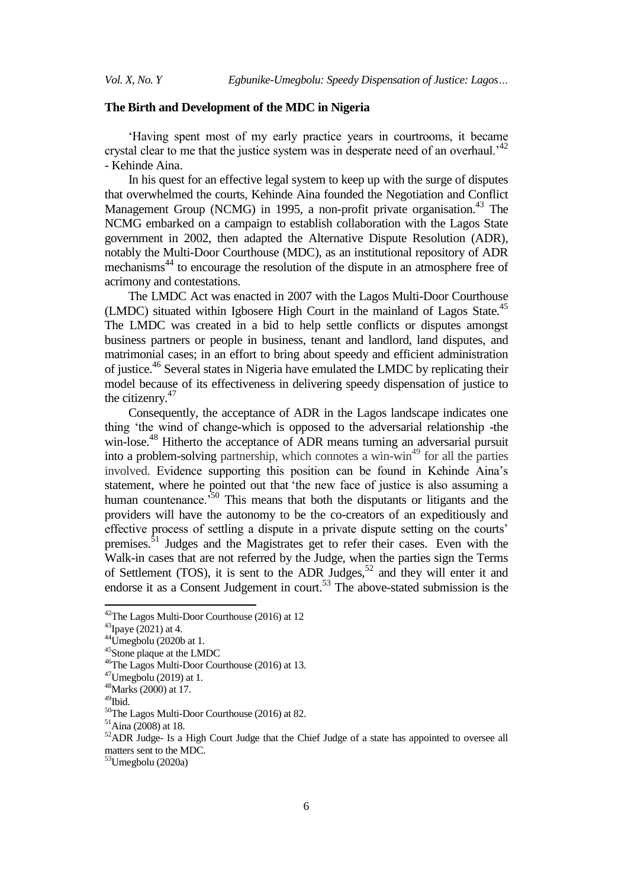## The Birth and Development of the MDC in Nigeria

'Having spent most of my early practice years in courtrooms, it became crystal clear to me that the justice system was in desperate need of an overhaul.'[42] - Kehinde Aina.

In his quest for an effective legal system to keep up with the surge of disputes that overwhelmed the courts, Kehinde Aina founded the Negotiation and Conflict Management Group (NCMG) in 1995, a non-profit private organisation.[43] The NCMG embarked on a campaign to establish collaboration with the Lagos State government in 2002, then adapted the Alternative Dispute Resolution (ADR), notably the Multi-Door Courthouse (MDC), as an institutional repository of ADR mechanisms[44] to encourage the resolution of the dispute in an atmosphere free of acrimony and contestations.

The LMDC Act was enacted in 2007 with the Lagos Multi-Door Courthouse (LMDC) situated within Igbosere High Court in the mainland of Lagos State.[45] The LMDC was created in a bid to help settle conflicts or disputes amongst business partners or people in business, tenant and landlord, land disputes, and matrimonial cases; in an effort to bring about speedy and efficient administration of justice.[46] Several states in Nigeria have emulated the LMDC by replicating their model because of its effectiveness in delivering speedy dispensation of justice to the citizenry.[47]

Consequently, the acceptance of ADR in the Lagos landscape indicates one thing 'the wind of change-which is opposed to the adversarial relationship -the win-lose.[48] Hitherto the acceptance of ADR means turning an adversarial pursuit into a problem-solving partnership, which connotes a win-win[49] for all the parties involved. Evidence supporting this position can be found in Kehinde Aina's statement, where he pointed out that 'the new face of justice is also assuming a human countenance.'[50] This means that both the disputants or litigants and the providers will have the autonomy to be the co-creators of an expeditiously and effective process of settling a dispute in a private dispute setting on the courts' premises.[51] Judges and the Magistrates get to refer their cases. Even with the Walk-in cases that are not referred by the Judge, when the parties sign the Terms of Settlement (TOS), it is sent to the ADR Judges,[52] and they will enter it and endorse it as a Consent Judgement in court.[53] The above-stated submission is the

---

[42] The Lagos Multi-Door Courthouse (2016) at 12
[43] Ipaye (2021) at 4.
[44] Umegbolu (2020b at 1.
[45] Stone plaque at the LMDC
[46] The Lagos Multi-Door Courthouse (2016) at 13.
[47] Umegbolu (2019) at 1.
[48] Marks (2000) at 17.
[49] Ibid.
[50] The Lagos Multi-Door Courthouse (2016) at 82.
[51] Aina (2008) at 18.
[52] ADR Judge- Is a High Court Judge that the Chief Judge of a state has appointed to oversee all matters sent to the MDC.
[53] Umegbolu (2020a)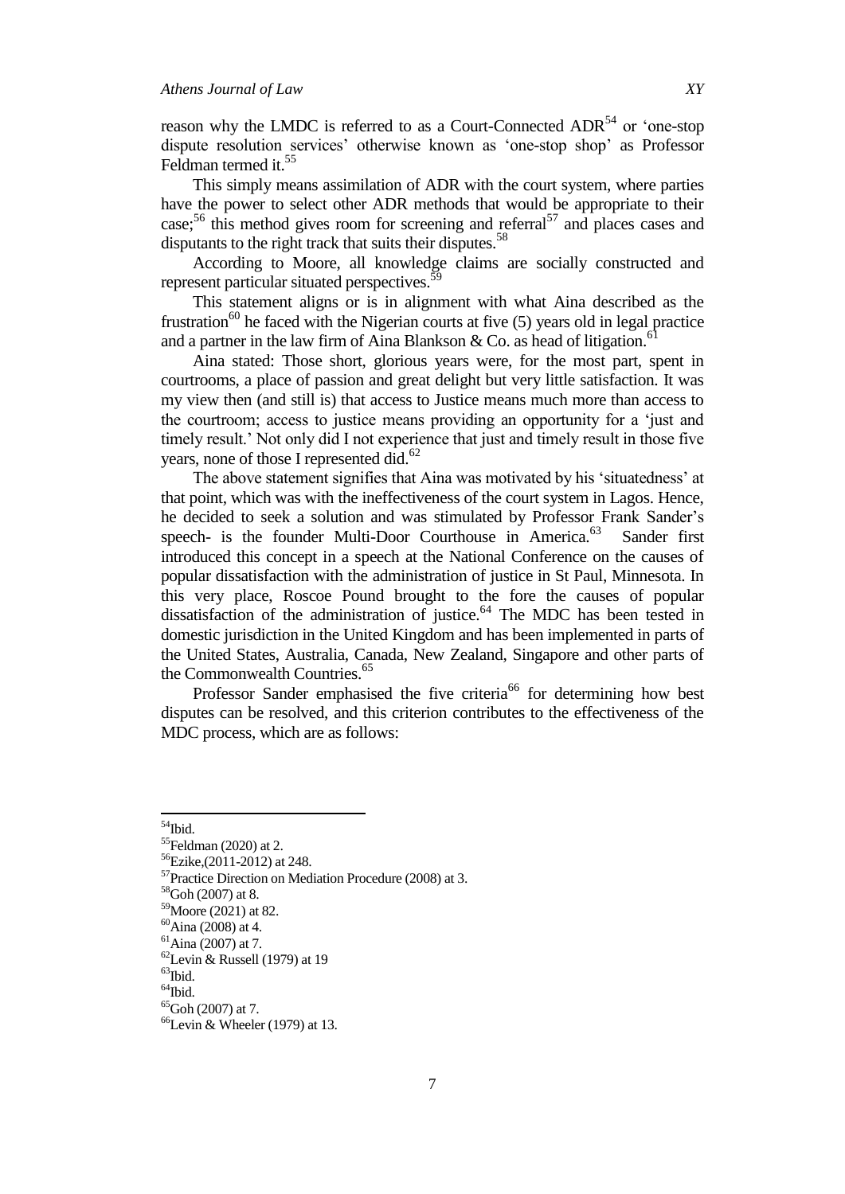reason why the LMDC is referred to as a Court-Connected ADR[54] or 'one-stop dispute resolution services' otherwise known as 'one-stop shop' as Professor Feldman termed it.[55]

This simply means assimilation of ADR with the court system, where parties have the power to select other ADR methods that would be appropriate to their case;[56] this method gives room for screening and referral[57] and places cases and disputants to the right track that suits their disputes.[58]

According to Moore, all knowledge claims are socially constructed and represent particular situated perspectives.[59]

This statement aligns or is in alignment with what Aina described as the frustration[60] he faced with the Nigerian courts at five (5) years old in legal practice and a partner in the law firm of Aina Blankson & Co. as head of litigation.[61]

Aina stated: Those short, glorious years were, for the most part, spent in courtrooms, a place of passion and great delight but very little satisfaction. It was my view then (and still is) that access to Justice means much more than access to the courtroom; access to justice means providing an opportunity for a 'just and timely result.' Not only did I not experience that just and timely result in those five years, none of those I represented did.[62]

The above statement signifies that Aina was motivated by his 'situatedness' at that point, which was with the ineffectiveness of the court system in Lagos. Hence, he decided to seek a solution and was stimulated by Professor Frank Sander's speech- is the founder Multi-Door Courthouse in America.[63] Sander first introduced this concept in a speech at the National Conference on the causes of popular dissatisfaction with the administration of justice in St Paul, Minnesota. In this very place, Roscoe Pound brought to the fore the causes of popular dissatisfaction of the administration of justice.[64] The MDC has been tested in domestic jurisdiction in the United Kingdom and has been implemented in parts of the United States, Australia, Canada, New Zealand, Singapore and other parts of the Commonwealth Countries.[65]

Professor Sander emphasised the five criteria[66] for determining how best disputes can be resolved, and this criterion contributes to the effectiveness of the MDC process, which are as follows:

---

[54] Ibid.
[55] Feldman (2020) at 2.
[56] Ezike,(2011-2012) at 248.
[57] Practice Direction on Mediation Procedure (2008) at 3.
[58] Goh (2007) at 8.
[59] Moore (2021) at 82.
[60] Aina (2008) at 4.
[61] Aina (2007) at 7.
[62] Levin & Russell (1979) at 19
[63] Ibid.
[64] Ibid.
[65] Goh (2007) at 7.
[66] Levin & Wheeler (1979) at 13.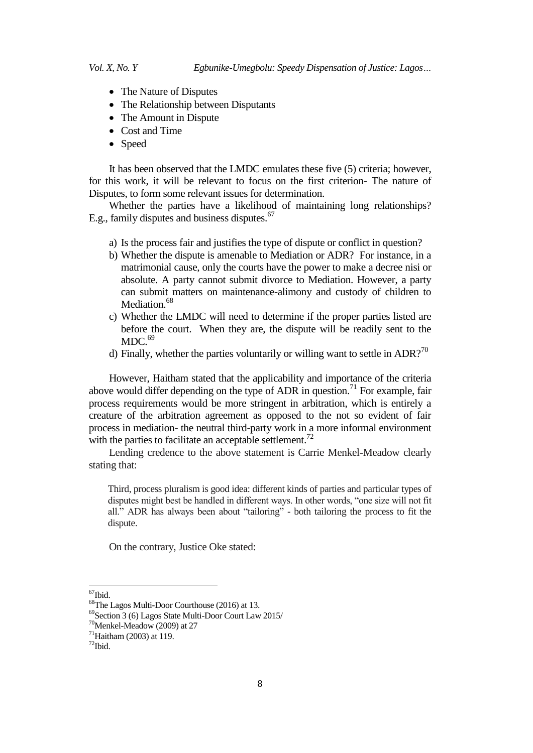- The Nature of Disputes
- The Relationship between Disputants
- The Amount in Dispute
- Cost and Time
- Speed

It has been observed that the LMDC emulates these five (5) criteria; however, for this work, it will be relevant to focus on the first criterion- The nature of Disputes, to form some relevant issues for determination.

Whether the parties have a likelihood of maintaining long relationships? E.g., family disputes and business disputes.[67]

a) Is the process fair and justifies the type of dispute or conflict in question?
b) Whether the dispute is amenable to Mediation or ADR? For instance, in a matrimonial cause, only the courts have the power to make a decree nisi or absolute. A party cannot submit divorce to Mediation. However, a party can submit matters on maintenance-alimony and custody of children to Mediation.[68]
c) Whether the LMDC will need to determine if the proper parties listed are before the court. When they are, the dispute will be readily sent to the MDC.[69]
d) Finally, whether the parties voluntarily or willing want to settle in ADR?[70]

However, Haitham stated that the applicability and importance of the criteria above would differ depending on the type of ADR in question.[71] For example, fair process requirements would be more stringent in arbitration, which is entirely a creature of the arbitration agreement as opposed to the not so evident of fair process in mediation- the neutral third-party work in a more informal environment with the parties to facilitate an acceptable settlement.[72]

Lending credence to the above statement is Carrie Menkel-Meadow clearly stating that:

> Third, process pluralism is good idea: different kinds of parties and particular types of disputes might best be handled in different ways. In other words, "one size will not fit all." ADR has always been about "tailoring" - both tailoring the process to fit the dispute.

On the contrary, Justice Oke stated:

---

[67] Ibid.

[68] The Lagos Multi-Door Courthouse (2016) at 13.

[69] Section 3 (6) Lagos State Multi-Door Court Law 2015/

[70] Menkel-Meadow (2009) at 27

[71] Haitham (2003) at 119.

[72] Ibid.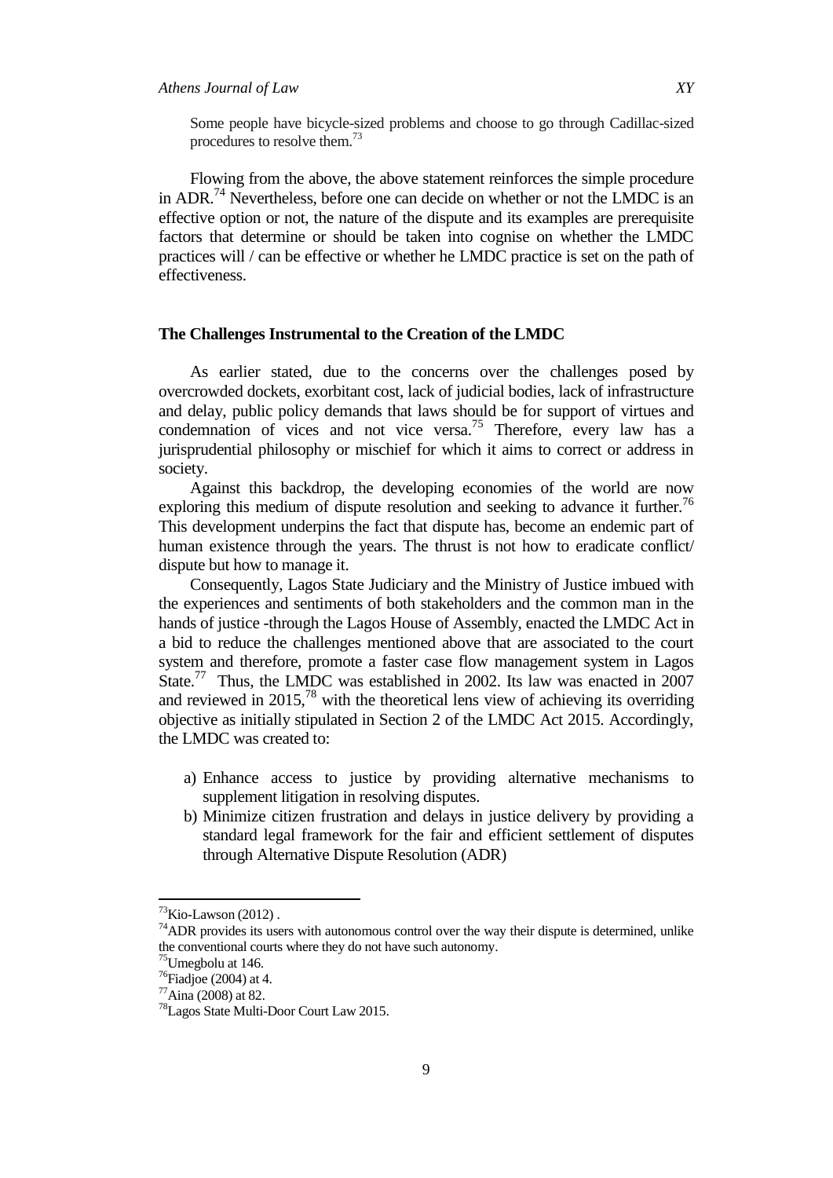Some people have bicycle-sized problems and choose to go through Cadillac-sized procedures to resolve them.[73]

Flowing from the above, the above statement reinforces the simple procedure in ADR.[74] Nevertheless, before one can decide on whether or not the LMDC is an effective option or not, the nature of the dispute and its examples are prerequisite factors that determine or should be taken into cognise on whether the LMDC practices will / can be effective or whether he LMDC practice is set on the path of effectiveness.

## The Challenges Instrumental to the Creation of the LMDC

As earlier stated, due to the concerns over the challenges posed by overcrowded dockets, exorbitant cost, lack of judicial bodies, lack of infrastructure and delay, public policy demands that laws should be for support of virtues and condemnation of vices and not vice versa.[75] Therefore, every law has a jurisprudential philosophy or mischief for which it aims to correct or address in society.

Against this backdrop, the developing economies of the world are now exploring this medium of dispute resolution and seeking to advance it further.[76] This development underpins the fact that dispute has, become an endemic part of human existence through the years. The thrust is not how to eradicate conflict/ dispute but how to manage it.

Consequently, Lagos State Judiciary and the Ministry of Justice imbued with the experiences and sentiments of both stakeholders and the common man in the hands of justice -through the Lagos House of Assembly, enacted the LMDC Act in a bid to reduce the challenges mentioned above that are associated to the court system and therefore, promote a faster case flow management system in Lagos State.[77] Thus, the LMDC was established in 2002. Its law was enacted in 2007 and reviewed in 2015,[78] with the theoretical lens view of achieving its overriding objective as initially stipulated in Section 2 of the LMDC Act 2015. Accordingly, the LMDC was created to:

a) Enhance access to justice by providing alternative mechanisms to supplement litigation in resolving disputes.
b) Minimize citizen frustration and delays in justice delivery by providing a standard legal framework for the fair and efficient settlement of disputes through Alternative Dispute Resolution (ADR)

---

[73] Kio-Lawson (2012) .

[74] ADR provides its users with autonomous control over the way their dispute is determined, unlike the conventional courts where they do not have such autonomy.

[75] Umegbolu at 146.

[76] Fiadjoe (2004) at 4.

[77] Aina (2008) at 82.

[78] Lagos State Multi-Door Court Law 2015.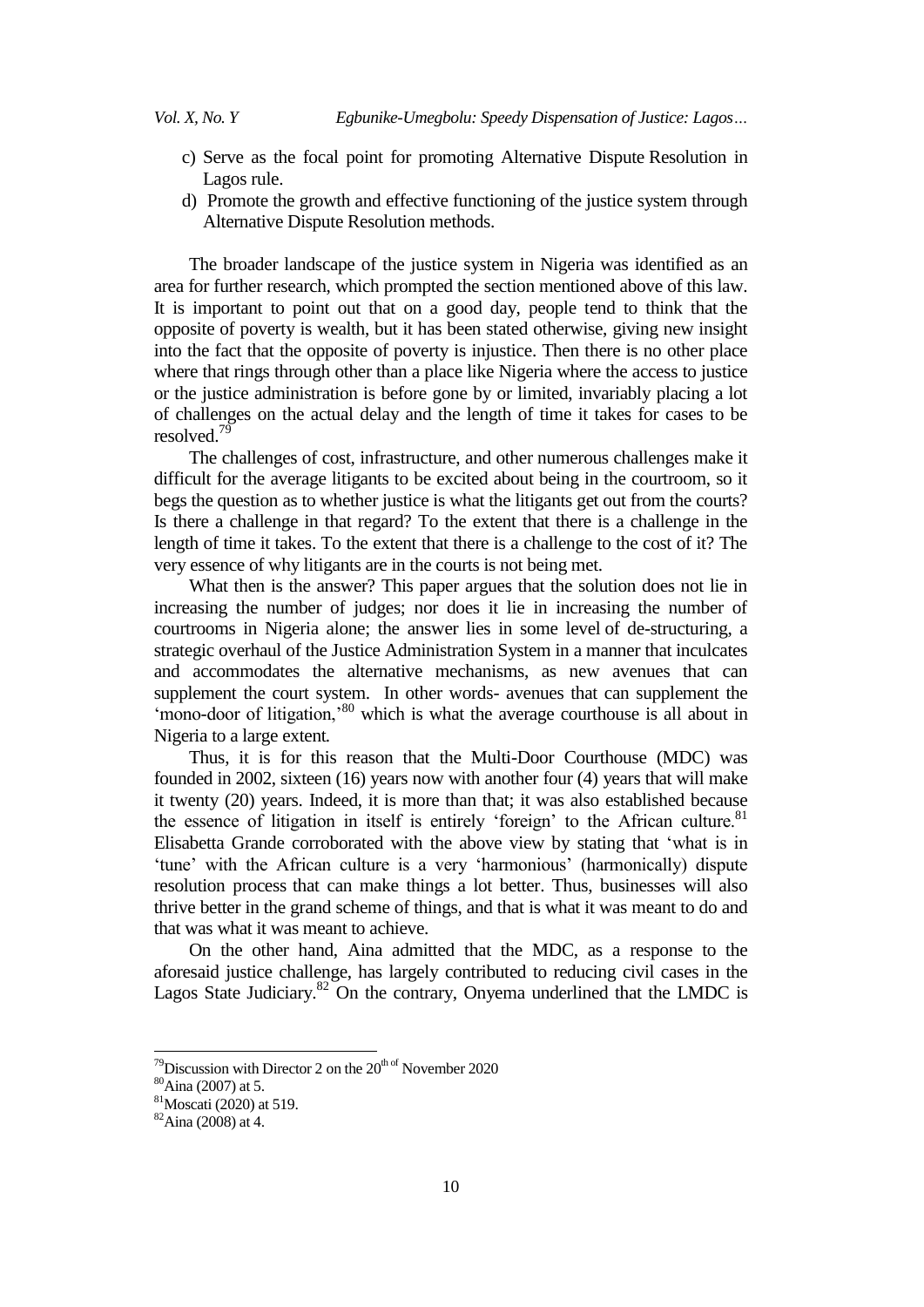c) Serve as the focal point for promoting Alternative Dispute Resolution in Lagos rule.
d) Promote the growth and effective functioning of the justice system through Alternative Dispute Resolution methods.

The broader landscape of the justice system in Nigeria was identified as an area for further research, which prompted the section mentioned above of this law. It is important to point out that on a good day, people tend to think that the opposite of poverty is wealth, but it has been stated otherwise, giving new insight into the fact that the opposite of poverty is injustice. Then there is no other place where that rings through other than a place like Nigeria where the access to justice or the justice administration is before gone by or limited, invariably placing a lot of challenges on the actual delay and the length of time it takes for cases to be resolved.[79]

The challenges of cost, infrastructure, and other numerous challenges make it difficult for the average litigants to be excited about being in the courtroom, so it begs the question as to whether justice is what the litigants get out from the courts? Is there a challenge in that regard? To the extent that there is a challenge in the length of time it takes. To the extent that there is a challenge to the cost of it? The very essence of why litigants are in the courts is not being met.

What then is the answer? This paper argues that the solution does not lie in increasing the number of judges; nor does it lie in increasing the number of courtrooms in Nigeria alone; the answer lies in some level of de-structuring, a strategic overhaul of the Justice Administration System in a manner that inculcates and accommodates the alternative mechanisms, as new avenues that can supplement the court system. In other words- avenues that can supplement the 'mono-door of litigation,'[80] which is what the average courthouse is all about in Nigeria to a large extent.

Thus, it is for this reason that the Multi-Door Courthouse (MDC) was founded in 2002, sixteen (16) years now with another four (4) years that will make it twenty (20) years. Indeed, it is more than that; it was also established because the essence of litigation in itself is entirely 'foreign' to the African culture.[81] Elisabetta Grande corroborated with the above view by stating that 'what is in 'tune' with the African culture is a very 'harmonious' (harmonically) dispute resolution process that can make things a lot better. Thus, businesses will also thrive better in the grand scheme of things, and that is what it was meant to do and that was what it was meant to achieve.

On the other hand, Aina admitted that the MDC, as a response to the aforesaid justice challenge, has largely contributed to reducing civil cases in the Lagos State Judiciary.[82] On the contrary, Onyema underlined that the LMDC is

---

[79] Discussion with Director 2 on the 20th of November 2020

[80] Aina (2007) at 5.

[81] Moscati (2020) at 519.

[82] Aina (2008) at 4.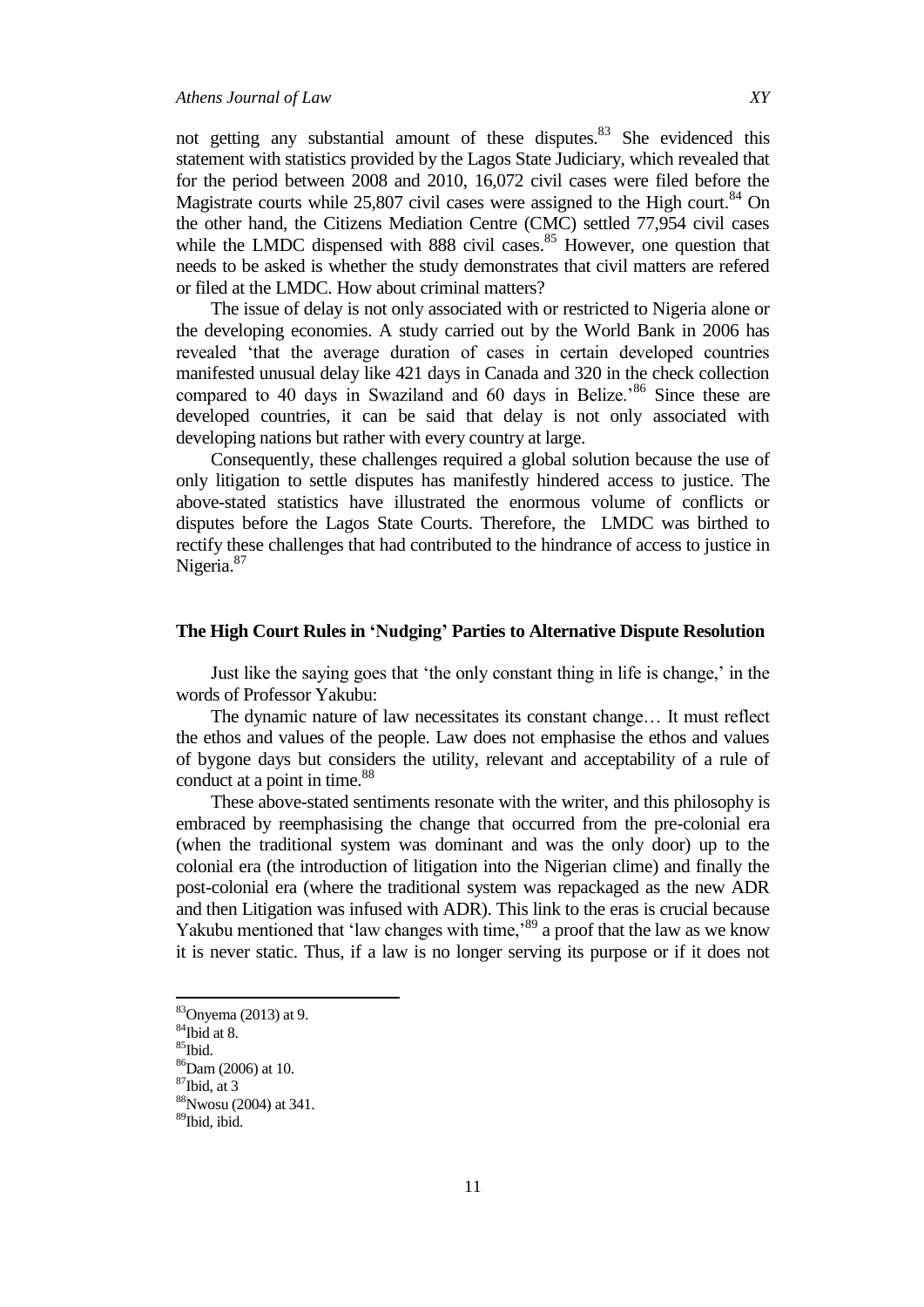not getting any substantial amount of these disputes.[83] She evidenced this statement with statistics provided by the Lagos State Judiciary, which revealed that for the period between 2008 and 2010, 16,072 civil cases were filed before the Magistrate courts while 25,807 civil cases were assigned to the High court.[84] On the other hand, the Citizens Mediation Centre (CMC) settled 77,954 civil cases while the LMDC dispensed with 888 civil cases.[85] However, one question that needs to be asked is whether the study demonstrates that civil matters are refered or filed at the LMDC. How about criminal matters?

The issue of delay is not only associated with or restricted to Nigeria alone or the developing economies. A study carried out by the World Bank in 2006 has revealed 'that the average duration of cases in certain developed countries manifested unusual delay like 421 days in Canada and 320 in the check collection compared to 40 days in Swaziland and 60 days in Belize.'[86] Since these are developed countries, it can be said that delay is not only associated with developing nations but rather with every country at large.

Consequently, these challenges required a global solution because the use of only litigation to settle disputes has manifestly hindered access to justice. The above-stated statistics have illustrated the enormous volume of conflicts or disputes before the Lagos State Courts. Therefore, the LMDC was birthed to rectify these challenges that had contributed to the hindrance of access to justice in Nigeria.[87]

### The High Court Rules in 'Nudging' Parties to Alternative Dispute Resolution

Just like the saying goes that 'the only constant thing in life is change,' in the words of Professor Yakubu:

> The dynamic nature of law necessitates its constant change… It must reflect the ethos and values of the people. Law does not emphasise the ethos and values of bygone days but considers the utility, relevant and acceptability of a rule of conduct at a point in time.[88]

These above-stated sentiments resonate with the writer, and this philosophy is embraced by reemphasising the change that occurred from the pre-colonial era (when the traditional system was dominant and was the only door) up to the colonial era (the introduction of litigation into the Nigerian clime) and finally the post-colonial era (where the traditional system was repackaged as the new ADR and then Litigation was infused with ADR). This link to the eras is crucial because Yakubu mentioned that 'law changes with time,'[89] a proof that the law as we know it is never static. Thus, if a law is no longer serving its purpose or if it does not

---

[83] Onyema (2013) at 9.
[84] Ibid at 8.
[85] Ibid.
[86] Dam (2006) at 10.
[87] Ibid, at 3
[88] Nwosu (2004) at 341.
[89] Ibid, ibid.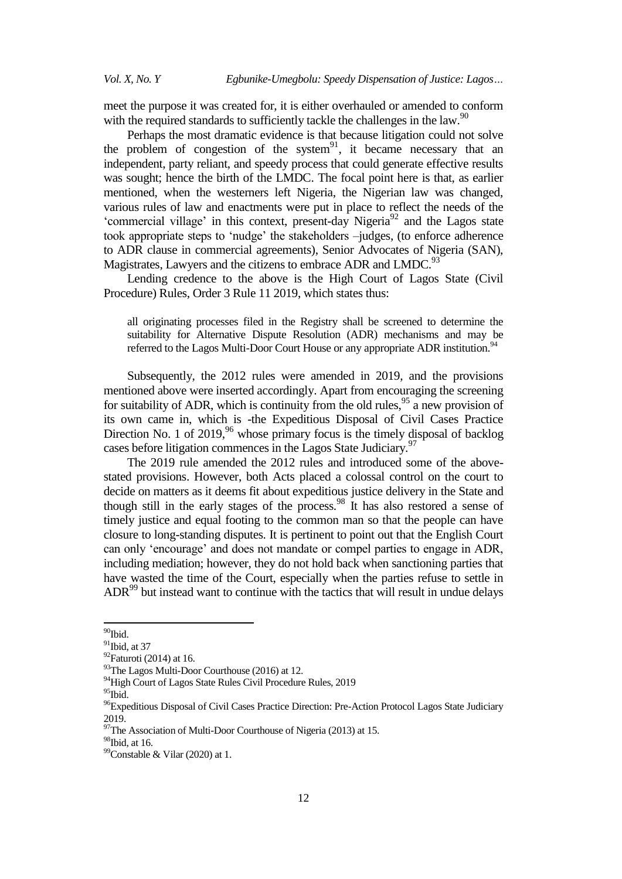meet the purpose it was created for, it is either overhauled or amended to conform with the required standards to sufficiently tackle the challenges in the law.[90]

Perhaps the most dramatic evidence is that because litigation could not solve the problem of congestion of the system[91], it became necessary that an independent, party reliant, and speedy process that could generate effective results was sought; hence the birth of the LMDC. The focal point here is that, as earlier mentioned, when the westerners left Nigeria, the Nigerian law was changed, various rules of law and enactments were put in place to reflect the needs of the 'commercial village' in this context, present-day Nigeria[92] and the Lagos state took appropriate steps to 'nudge' the stakeholders –judges, (to enforce adherence to ADR clause in commercial agreements), Senior Advocates of Nigeria (SAN), Magistrates, Lawyers and the citizens to embrace ADR and LMDC.[93]

Lending credence to the above is the High Court of Lagos State (Civil Procedure) Rules, Order 3 Rule 11 2019, which states thus:

> all originating processes filed in the Registry shall be screened to determine the suitability for Alternative Dispute Resolution (ADR) mechanisms and may be referred to the Lagos Multi-Door Court House or any appropriate ADR institution.[94]

Subsequently, the 2012 rules were amended in 2019, and the provisions mentioned above were inserted accordingly. Apart from encouraging the screening for suitability of ADR, which is continuity from the old rules,[95] a new provision of its own came in, which is -the Expeditious Disposal of Civil Cases Practice Direction No. 1 of 2019,[96] whose primary focus is the timely disposal of backlog cases before litigation commences in the Lagos State Judiciary.[97]

The 2019 rule amended the 2012 rules and introduced some of the above-stated provisions. However, both Acts placed a colossal control on the court to decide on matters as it deems fit about expeditious justice delivery in the State and though still in the early stages of the process.[98] It has also restored a sense of timely justice and equal footing to the common man so that the people can have closure to long-standing disputes. It is pertinent to point out that the English Court can only 'encourage' and does not mandate or compel parties to engage in ADR, including mediation; however, they do not hold back when sanctioning parties that have wasted the time of the Court, especially when the parties refuse to settle in ADR[99] but instead want to continue with the tactics that will result in undue delays

---

[90] Ibid.

[91] Ibid, at 37

[92] Faturoti (2014) at 16.

[93] The Lagos Multi-Door Courthouse (2016) at 12.

[94] High Court of Lagos State Rules Civil Procedure Rules, 2019

[95] Ibid.

[96] Expeditious Disposal of Civil Cases Practice Direction: Pre-Action Protocol Lagos State Judiciary 2019.

[97] The Association of Multi-Door Courthouse of Nigeria (2013) at 15.

[98] Ibid, at 16.

[99] Constable & Vilar (2020) at 1.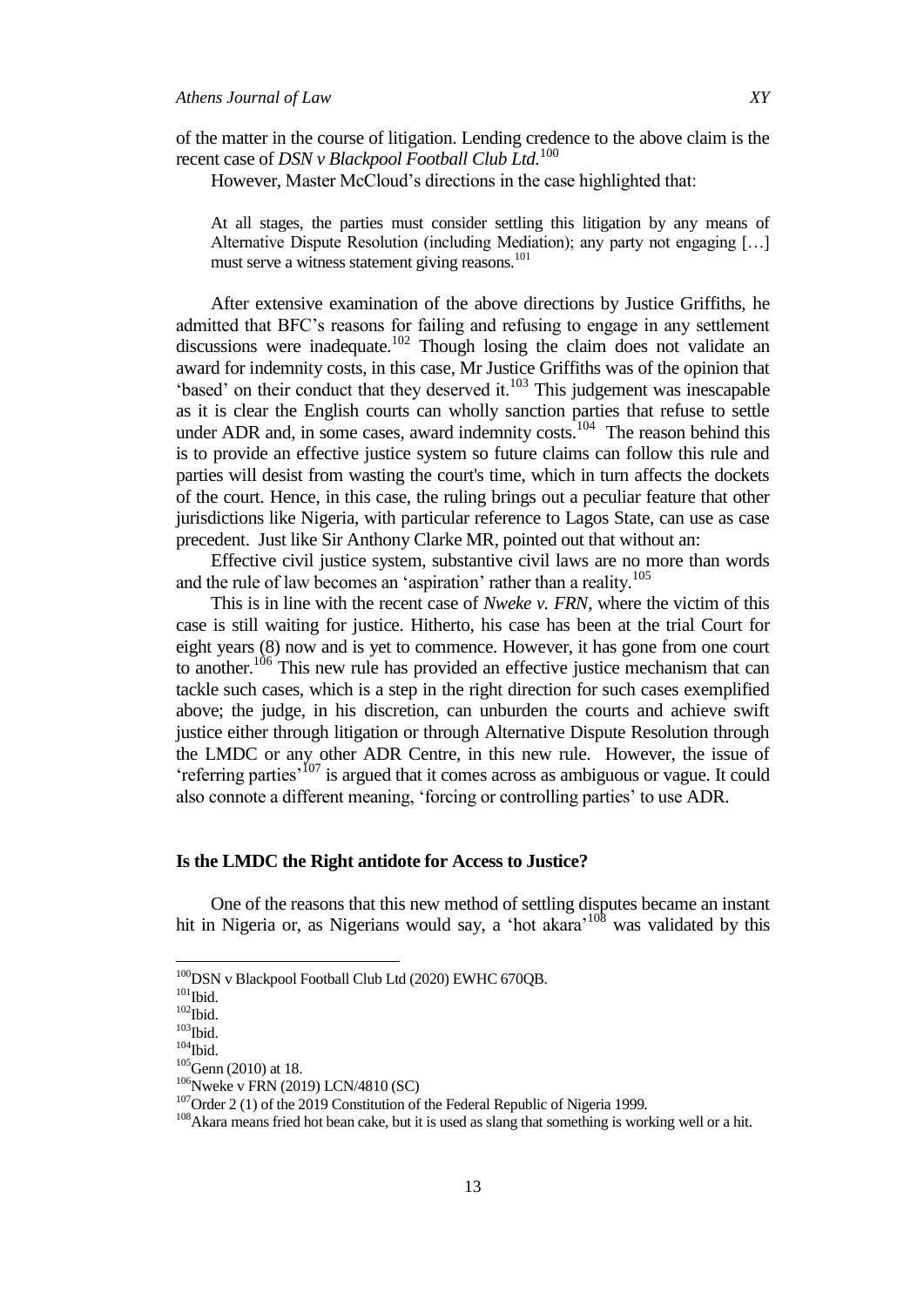of the matter in the course of litigation. Lending credence to the above claim is the recent case of *DSN v Blackpool Football Club Ltd.*[100]

However, Master McCloud's directions in the case highlighted that:

> At all stages, the parties must consider settling this litigation by any means of Alternative Dispute Resolution (including Mediation); any party not engaging […] must serve a witness statement giving reasons.[101]

After extensive examination of the above directions by Justice Griffiths, he admitted that BFC's reasons for failing and refusing to engage in any settlement discussions were inadequate.[102] Though losing the claim does not validate an award for indemnity costs, in this case, Mr Justice Griffiths was of the opinion that 'based' on their conduct that they deserved it.[103] This judgement was inescapable as it is clear the English courts can wholly sanction parties that refuse to settle under ADR and, in some cases, award indemnity costs.[104] The reason behind this is to provide an effective justice system so future claims can follow this rule and parties will desist from wasting the court's time, which in turn affects the dockets of the court. Hence, in this case, the ruling brings out a peculiar feature that other jurisdictions like Nigeria, with particular reference to Lagos State, can use as case precedent. Just like Sir Anthony Clarke MR, pointed out that without an:

Effective civil justice system, substantive civil laws are no more than words and the rule of law becomes an 'aspiration' rather than a reality.[105]

This is in line with the recent case of *Nweke v. FRN*, where the victim of this case is still waiting for justice. Hitherto, his case has been at the trial Court for eight years (8) now and is yet to commence. However, it has gone from one court to another.[106] This new rule has provided an effective justice mechanism that can tackle such cases, which is a step in the right direction for such cases exemplified above; the judge, in his discretion, can unburden the courts and achieve swift justice either through litigation or through Alternative Dispute Resolution through the LMDC or any other ADR Centre, in this new rule. However, the issue of 'referring parties'[107] is argued that it comes across as ambiguous or vague. It could also connote a different meaning, 'forcing or controlling parties' to use ADR.

## Is the LMDC the Right antidote for Access to Justice?

One of the reasons that this new method of settling disputes became an instant hit in Nigeria or, as Nigerians would say, a 'hot akara'[108] was validated by this

---

[100] DSN v Blackpool Football Club Ltd (2020) EWHC 670QB.

[101] Ibid.

[102] Ibid.

[103] Ibid.

[104] Ibid.

[105] Genn (2010) at 18.

[106] Nweke v FRN (2019) LCN/4810 (SC)

[107] Order 2 (1) of the 2019 Constitution of the Federal Republic of Nigeria 1999.

[108] Akara means fried hot bean cake, but it is used as slang that something is working well or a hit.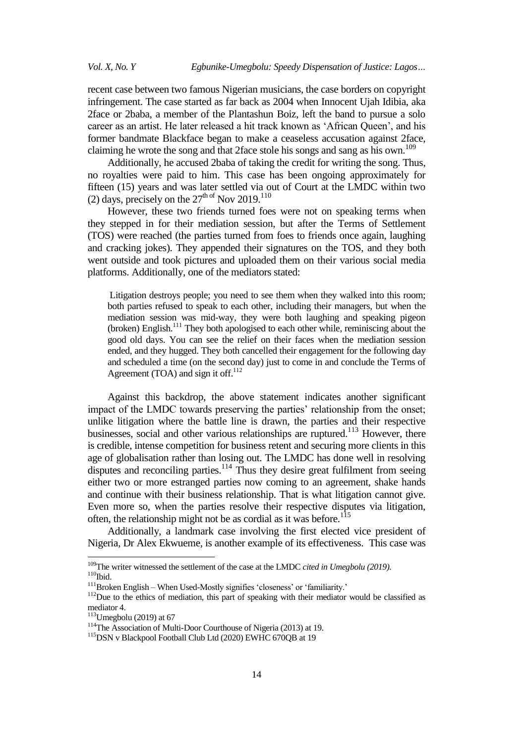recent case between two famous Nigerian musicians, the case borders on copyright infringement. The case started as far back as 2004 when Innocent Ujah Idibia, aka 2face or 2baba, a member of the Plantashun Boiz, left the band to pursue a solo career as an artist. He later released a hit track known as 'African Queen', and his former bandmate Blackface began to make a ceaseless accusation against 2face, claiming he wrote the song and that 2face stole his songs and sang as his own.[109]

Additionally, he accused 2baba of taking the credit for writing the song. Thus, no royalties were paid to him. This case has been ongoing approximately for fifteen (15) years and was later settled via out of Court at the LMDC within two (2) days, precisely on the 27[th of] Nov 2019.[110]

However, these two friends turned foes were not on speaking terms when they stepped in for their mediation session, but after the Terms of Settlement (TOS) were reached (the parties turned from foes to friends once again, laughing and cracking jokes). They appended their signatures on the TOS, and they both went outside and took pictures and uploaded them on their various social media platforms. Additionally, one of the mediators stated:

> Litigation destroys people; you need to see them when they walked into this room; both parties refused to speak to each other, including their managers, but when the mediation session was mid-way, they were both laughing and speaking pigeon (broken) English.[111] They both apologised to each other while, reminiscing about the good old days. You can see the relief on their faces when the mediation session ended, and they hugged. They both cancelled their engagement for the following day and scheduled a time (on the second day) just to come in and conclude the Terms of Agreement (TOA) and sign it off.[112]

Against this backdrop, the above statement indicates another significant impact of the LMDC towards preserving the parties' relationship from the onset; unlike litigation where the battle line is drawn, the parties and their respective businesses, social and other various relationships are ruptured.[113] However, there is credible, intense competition for business retent and securing more clients in this age of globalisation rather than losing out. The LMDC has done well in resolving disputes and reconciling parties.[114] Thus they desire great fulfilment from seeing either two or more estranged parties now coming to an agreement, shake hands and continue with their business relationship. That is what litigation cannot give. Even more so, when the parties resolve their respective disputes via litigation, often, the relationship might not be as cordial as it was before.[115]

Additionally, a landmark case involving the first elected vice president of Nigeria, Dr Alex Ekwueme, is another example of its effectiveness. This case was

---

[109] The writer witnessed the settlement of the case at the LMDC *cited in Umegbolu (2019).*

[110] Ibid.

[111] Broken English – When Used-Mostly signifies 'closeness' or 'familiarity.'

[112] Due to the ethics of mediation, this part of speaking with their mediator would be classified as mediator 4.

[113] Umegbolu (2019) at 67

[114] The Association of Multi-Door Courthouse of Nigeria (2013) at 19.

[115] DSN v Blackpool Football Club Ltd (2020) EWHC 670QB at 19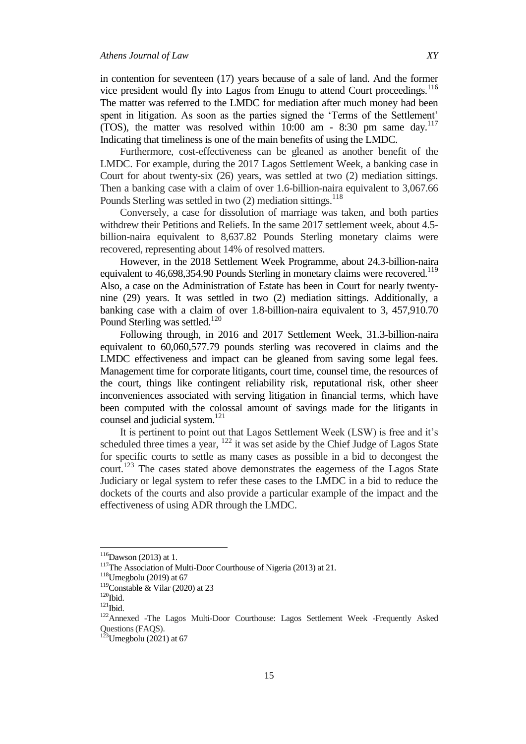in contention for seventeen (17) years because of a sale of land. And the former vice president would fly into Lagos from Enugu to attend Court proceedings.[116] The matter was referred to the LMDC for mediation after much money had been spent in litigation. As soon as the parties signed the 'Terms of the Settlement' (TOS), the matter was resolved within 10:00 am - 8:30 pm same day.[117] Indicating that timeliness is one of the main benefits of using the LMDC.

Furthermore, cost-effectiveness can be gleaned as another benefit of the LMDC. For example, during the 2017 Lagos Settlement Week, a banking case in Court for about twenty-six (26) years, was settled at two (2) mediation sittings. Then a banking case with a claim of over 1.6-billion-naira equivalent to 3,067.66 Pounds Sterling was settled in two (2) mediation sittings.[118]

Conversely, a case for dissolution of marriage was taken, and both parties withdrew their Petitions and Reliefs. In the same 2017 settlement week, about 4.5-billion-naira equivalent to 8,637.82 Pounds Sterling monetary claims were recovered, representing about 14% of resolved matters.

However, in the 2018 Settlement Week Programme, about 24.3-billion-naira equivalent to 46,698,354.90 Pounds Sterling in monetary claims were recovered.[119] Also, a case on the Administration of Estate has been in Court for nearly twenty-nine (29) years. It was settled in two (2) mediation sittings. Additionally, a banking case with a claim of over 1.8-billion-naira equivalent to 3, 457,910.70 Pound Sterling was settled.[120]

Following through, in 2016 and 2017 Settlement Week, 31.3-billion-naira equivalent to 60,060,577.79 pounds sterling was recovered in claims and the LMDC effectiveness and impact can be gleaned from saving some legal fees. Management time for corporate litigants, court time, counsel time, the resources of the court, things like contingent reliability risk, reputational risk, other sheer inconveniences associated with serving litigation in financial terms, which have been computed with the colossal amount of savings made for the litigants in counsel and judicial system.[121]

It is pertinent to point out that Lagos Settlement Week (LSW) is free and it's scheduled three times a year, [122] it was set aside by the Chief Judge of Lagos State for specific courts to settle as many cases as possible in a bid to decongest the court.[123] The cases stated above demonstrates the eagerness of the Lagos State Judiciary or legal system to refer these cases to the LMDC in a bid to reduce the dockets of the courts and also provide a particular example of the impact and the effectiveness of using ADR through the LMDC.

---

[116] Dawson (2013) at 1.

[117] The Association of Multi-Door Courthouse of Nigeria (2013) at 21.

[118] Umegbolu (2019) at 67

[119] Constable & Vilar (2020) at 23

[120] Ibid.

[121] Ibid.

[122] Annexed -The Lagos Multi-Door Courthouse: Lagos Settlement Week -Frequently Asked Questions (FAQS).

[123] Umegbolu (2021) at 67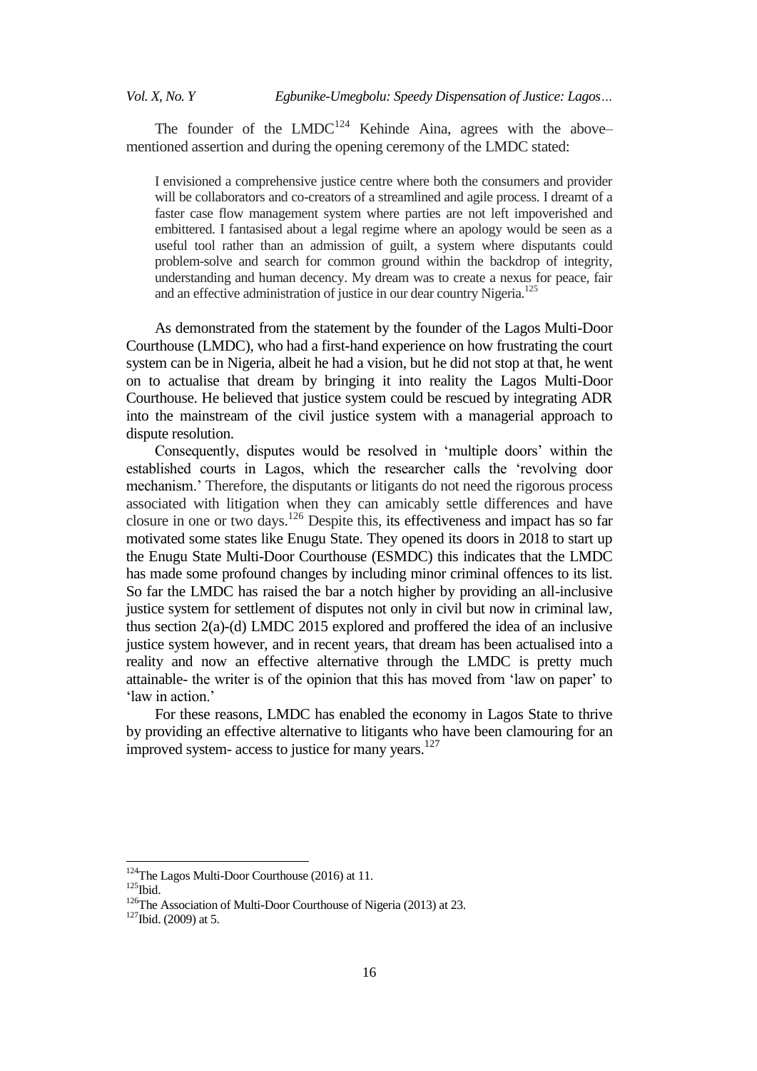The founder of the LMDC[124] Kehinde Aina, agrees with the above–mentioned assertion and during the opening ceremony of the LMDC stated:

> I envisioned a comprehensive justice centre where both the consumers and provider will be collaborators and co-creators of a streamlined and agile process. I dreamt of a faster case flow management system where parties are not left impoverished and embittered. I fantasised about a legal regime where an apology would be seen as a useful tool rather than an admission of guilt, a system where disputants could problem-solve and search for common ground within the backdrop of integrity, understanding and human decency. My dream was to create a nexus for peace, fair and an effective administration of justice in our dear country Nigeria.[125]

As demonstrated from the statement by the founder of the Lagos Multi-Door Courthouse (LMDC), who had a first-hand experience on how frustrating the court system can be in Nigeria, albeit he had a vision, but he did not stop at that, he went on to actualise that dream by bringing it into reality the Lagos Multi-Door Courthouse. He believed that justice system could be rescued by integrating ADR into the mainstream of the civil justice system with a managerial approach to dispute resolution.

Consequently, disputes would be resolved in 'multiple doors' within the established courts in Lagos, which the researcher calls the 'revolving door mechanism.' Therefore, the disputants or litigants do not need the rigorous process associated with litigation when they can amicably settle differences and have closure in one or two days.[126] Despite this, its effectiveness and impact has so far motivated some states like Enugu State. They opened its doors in 2018 to start up the Enugu State Multi-Door Courthouse (ESMDC) this indicates that the LMDC has made some profound changes by including minor criminal offences to its list. So far the LMDC has raised the bar a notch higher by providing an all-inclusive justice system for settlement of disputes not only in civil but now in criminal law, thus section 2(a)-(d) LMDC 2015 explored and proffered the idea of an inclusive justice system however, and in recent years, that dream has been actualised into a reality and now an effective alternative through the LMDC is pretty much attainable- the writer is of the opinion that this has moved from 'law on paper' to 'law in action.'

For these reasons, LMDC has enabled the economy in Lagos State to thrive by providing an effective alternative to litigants who have been clamouring for an improved system- access to justice for many years.[127]

---

[124] The Lagos Multi-Door Courthouse (2016) at 11.

[125] Ibid.

[126] The Association of Multi-Door Courthouse of Nigeria (2013) at 23.

[127] Ibid. (2009) at 5.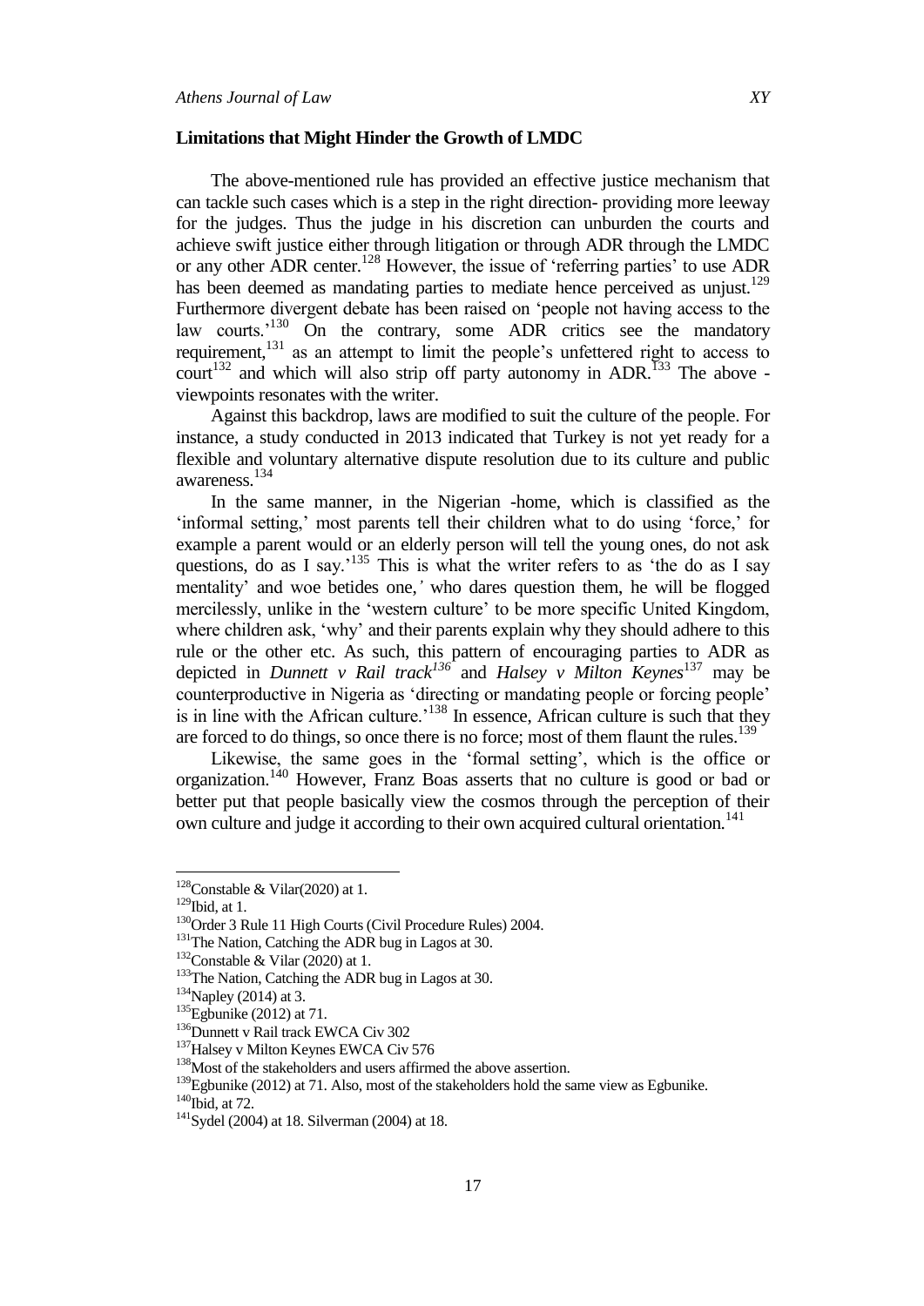### Limitations that Might Hinder the Growth of LMDC

The above-mentioned rule has provided an effective justice mechanism that can tackle such cases which is a step in the right direction- providing more leeway for the judges. Thus the judge in his discretion can unburden the courts and achieve swift justice either through litigation or through ADR through the LMDC or any other ADR center.[128] However, the issue of 'referring parties' to use ADR has been deemed as mandating parties to mediate hence perceived as unjust.[129] Furthermore divergent debate has been raised on 'people not having access to the law courts.'[130] On the contrary, some ADR critics see the mandatory requirement,[131] as an attempt to limit the people's unfettered right to access to court[132] and which will also strip off party autonomy in ADR.[133] The above - viewpoints resonates with the writer.

Against this backdrop, laws are modified to suit the culture of the people. For instance, a study conducted in 2013 indicated that Turkey is not yet ready for a flexible and voluntary alternative dispute resolution due to its culture and public awareness.[134]

In the same manner, in the Nigerian -home, which is classified as the 'informal setting,' most parents tell their children what to do using 'force,' for example a parent would or an elderly person will tell the young ones, do not ask questions, do as I say.'[135] This is what the writer refers to as 'the do as I say mentality' and woe betides one,' who dares question them, he will be flogged mercilessly, unlike in the 'western culture' to be more specific United Kingdom, where children ask, 'why' and their parents explain why they should adhere to this rule or the other etc. As such, this pattern of encouraging parties to ADR as depicted in *Dunnett v Rail track*[136] and *Halsey v Milton Keynes*[137] may be counterproductive in Nigeria as 'directing or mandating people or forcing people' is in line with the African culture.'[138] In essence, African culture is such that they are forced to do things, so once there is no force; most of them flaunt the rules.[139]

Likewise, the same goes in the 'formal setting', which is the office or organization.[140] However, Franz Boas asserts that no culture is good or bad or better put that people basically view the cosmos through the perception of their own culture and judge it according to their own acquired cultural orientation.[141]

---

[128]Constable & Vilar(2020) at 1.

[129]Ibid, at 1.

[130]Order 3 Rule 11 High Courts (Civil Procedure Rules) 2004.

[131]The Nation, Catching the ADR bug in Lagos at 30.

[132]Constable & Vilar (2020) at 1.

[133]The Nation, Catching the ADR bug in Lagos at 30.

[134]Napley (2014) at 3.

[135]Egbunike (2012) at 71.

[136]Dunnett v Rail track EWCA Civ 302

[137]Halsey v Milton Keynes EWCA Civ 576

[138]Most of the stakeholders and users affirmed the above assertion.

[139]Egbunike (2012) at 71. Also, most of the stakeholders hold the same view as Egbunike.

[140]Ibid, at 72.

[141]Sydel (2004) at 18. Silverman (2004) at 18.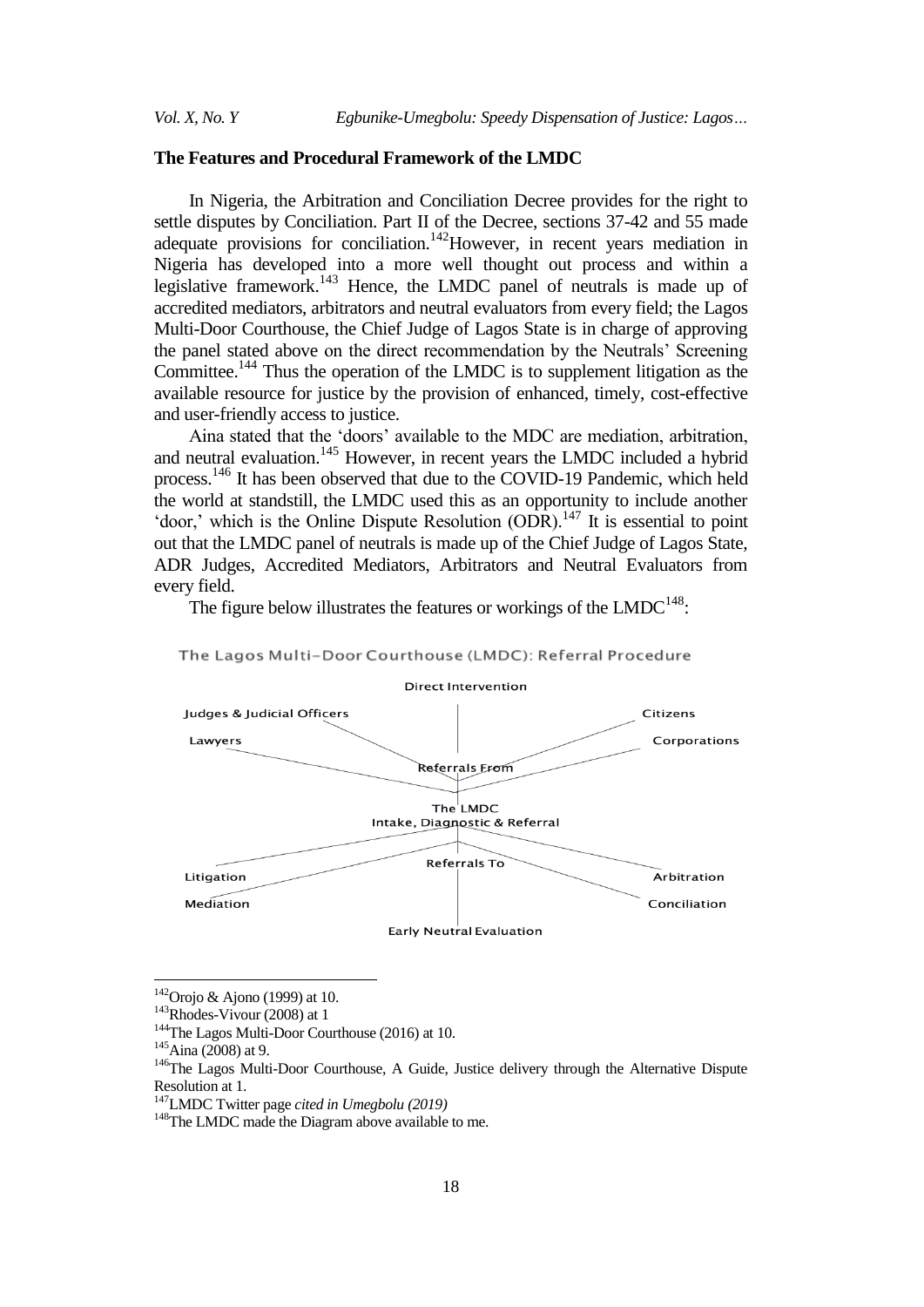## The Features and Procedural Framework of the LMDC

In Nigeria, the Arbitration and Conciliation Decree provides for the right to settle disputes by Conciliation. Part II of the Decree, sections 37-42 and 55 made adequate provisions for conciliation.[142]However, in recent years mediation in Nigeria has developed into a more well thought out process and within a legislative framework.[143] Hence, the LMDC panel of neutrals is made up of accredited mediators, arbitrators and neutral evaluators from every field; the Lagos Multi-Door Courthouse, the Chief Judge of Lagos State is in charge of approving the panel stated above on the direct recommendation by the Neutrals' Screening Committee.[144] Thus the operation of the LMDC is to supplement litigation as the available resource for justice by the provision of enhanced, timely, cost-effective and user-friendly access to justice.

Aina stated that the 'doors' available to the MDC are mediation, arbitration, and neutral evaluation.[145] However, in recent years the LMDC included a hybrid process.[146] It has been observed that due to the COVID-19 Pandemic, which held the world at standstill, the LMDC used this as an opportunity to include another 'door,' which is the Online Dispute Resolution (ODR).[147] It is essential to point out that the LMDC panel of neutrals is made up of the Chief Judge of Lagos State, ADR Judges, Accredited Mediators, Arbitrators and Neutral Evaluators from every field.

The figure below illustrates the features or workings of the LMDC[148]:

The Lagos Multi-Door Courthouse (LMDC): Referral Procedure

Direct Intervention

Judges & Judicial Officers — Citizens

Lawyers — Corporations

Referrals From

The LMDC
Intake, Diagnostic & Referral

Referrals To

Litigation — Arbitration

Mediation — Conciliation

Early Neutral Evaluation

---

[142] Orojo & Ajono (1999) at 10.

[143] Rhodes-Vivour (2008) at 1

[144] The Lagos Multi-Door Courthouse (2016) at 10.

[145] Aina (2008) at 9.

[146] The Lagos Multi-Door Courthouse, A Guide, Justice delivery through the Alternative Dispute Resolution at 1.

[147] LMDC Twitter page *cited in Umegbolu (2019)*

[148] The LMDC made the Diagram above available to me.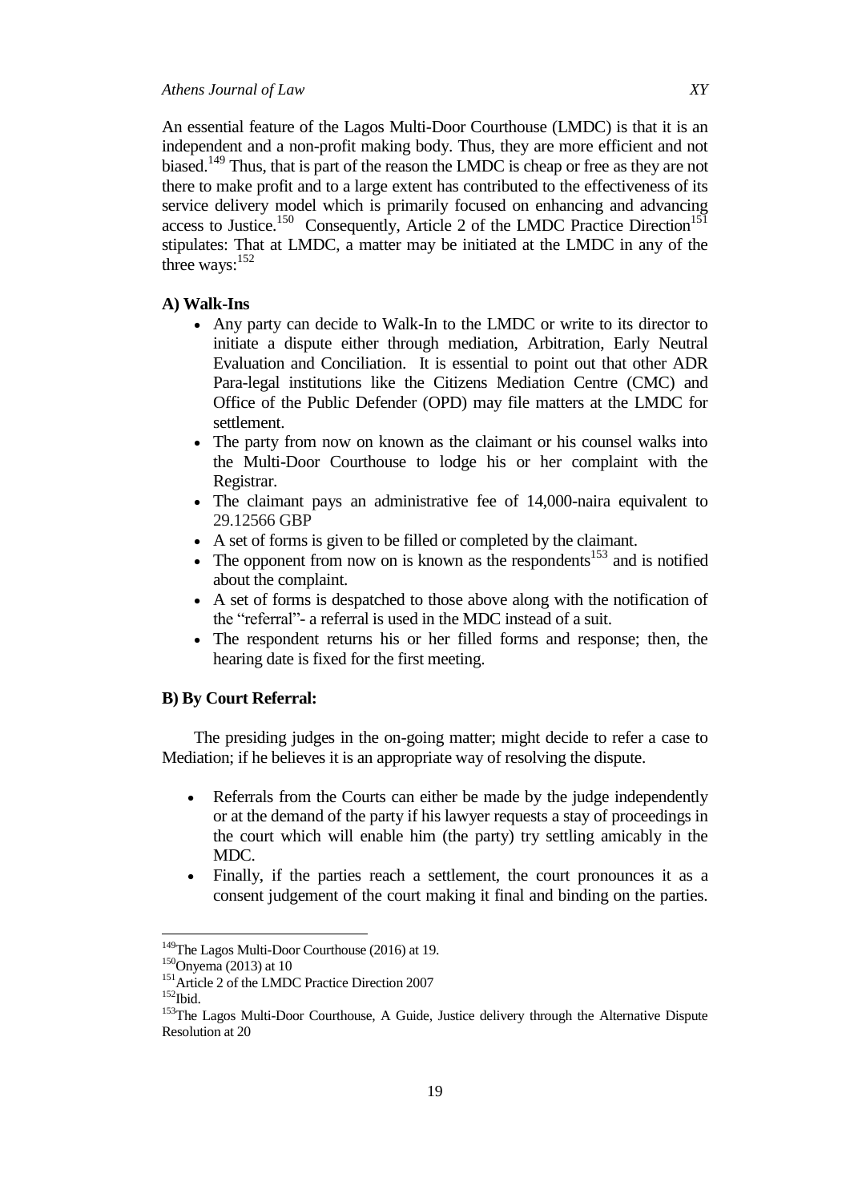An essential feature of the Lagos Multi-Door Courthouse (LMDC) is that it is an independent and a non-profit making body. Thus, they are more efficient and not biased.[149] Thus, that is part of the reason the LMDC is cheap or free as they are not there to make profit and to a large extent has contributed to the effectiveness of its service delivery model which is primarily focused on enhancing and advancing access to Justice.[150] Consequently, Article 2 of the LMDC Practice Direction[151] stipulates: That at LMDC, a matter may be initiated at the LMDC in any of the three ways:[152]

**A) Walk-Ins**

- Any party can decide to Walk-In to the LMDC or write to its director to initiate a dispute either through mediation, Arbitration, Early Neutral Evaluation and Conciliation. It is essential to point out that other ADR Para-legal institutions like the Citizens Mediation Centre (CMC) and Office of the Public Defender (OPD) may file matters at the LMDC for settlement.
- The party from now on known as the claimant or his counsel walks into the Multi-Door Courthouse to lodge his or her complaint with the Registrar.
- The claimant pays an administrative fee of 14,000-naira equivalent to 29.12566 GBP
- A set of forms is given to be filled or completed by the claimant.
- The opponent from now on is known as the respondents[153] and is notified about the complaint.
- A set of forms is despatched to those above along with the notification of the "referral"- a referral is used in the MDC instead of a suit.
- The respondent returns his or her filled forms and response; then, the hearing date is fixed for the first meeting.

**B) By Court Referral:**

The presiding judges in the on-going matter; might decide to refer a case to Mediation; if he believes it is an appropriate way of resolving the dispute.

- Referrals from the Courts can either be made by the judge independently or at the demand of the party if his lawyer requests a stay of proceedings in the court which will enable him (the party) try settling amicably in the MDC.
- Finally, if the parties reach a settlement, the court pronounces it as a consent judgement of the court making it final and binding on the parties.

---

[149] The Lagos Multi-Door Courthouse (2016) at 19.

[150] Onyema (2013) at 10

[151] Article 2 of the LMDC Practice Direction 2007

[152] Ibid.

[153] The Lagos Multi-Door Courthouse, A Guide, Justice delivery through the Alternative Dispute Resolution at 20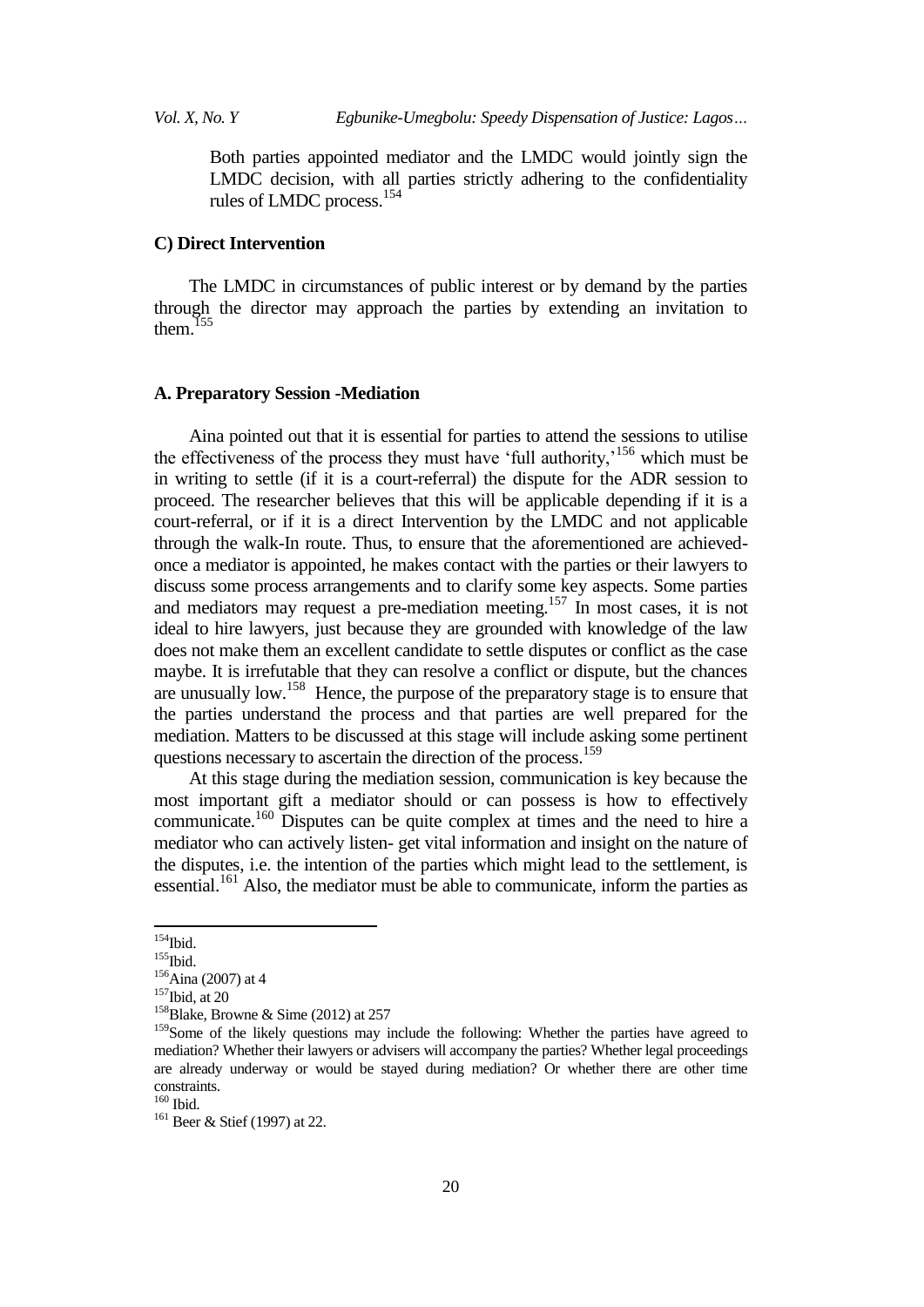Both parties appointed mediator and the LMDC would jointly sign the LMDC decision, with all parties strictly adhering to the confidentiality rules of LMDC process.[154]

**C) Direct Intervention**

The LMDC in circumstances of public interest or by demand by the parties through the director may approach the parties by extending an invitation to them.[155]

**A. Preparatory Session -Mediation**

Aina pointed out that it is essential for parties to attend the sessions to utilise the effectiveness of the process they must have 'full authority,'[156] which must be in writing to settle (if it is a court-referral) the dispute for the ADR session to proceed. The researcher believes that this will be applicable depending if it is a court-referral, or if it is a direct Intervention by the LMDC and not applicable through the walk-In route. Thus, to ensure that the aforementioned are achieved-once a mediator is appointed, he makes contact with the parties or their lawyers to discuss some process arrangements and to clarify some key aspects. Some parties and mediators may request a pre-mediation meeting.[157] In most cases, it is not ideal to hire lawyers, just because they are grounded with knowledge of the law does not make them an excellent candidate to settle disputes or conflict as the case maybe. It is irrefutable that they can resolve a conflict or dispute, but the chances are unusually low.[158] Hence, the purpose of the preparatory stage is to ensure that the parties understand the process and that parties are well prepared for the mediation. Matters to be discussed at this stage will include asking some pertinent questions necessary to ascertain the direction of the process.[159]

At this stage during the mediation session, communication is key because the most important gift a mediator should or can possess is how to effectively communicate.[160] Disputes can be quite complex at times and the need to hire a mediator who can actively listen- get vital information and insight on the nature of the disputes, i.e. the intention of the parties which might lead to the settlement, is essential.[161] Also, the mediator must be able to communicate, inform the parties as

---

[154] Ibid.

[155] Ibid.

[156] Aina (2007) at 4

[157] Ibid, at 20

[158] Blake, Browne & Sime (2012) at 257

[159] Some of the likely questions may include the following: Whether the parties have agreed to mediation? Whether their lawyers or advisers will accompany the parties? Whether legal proceedings are already underway or would be stayed during mediation? Or whether there are other time constraints.

[160] Ibid.

[161] Beer & Stief (1997) at 22.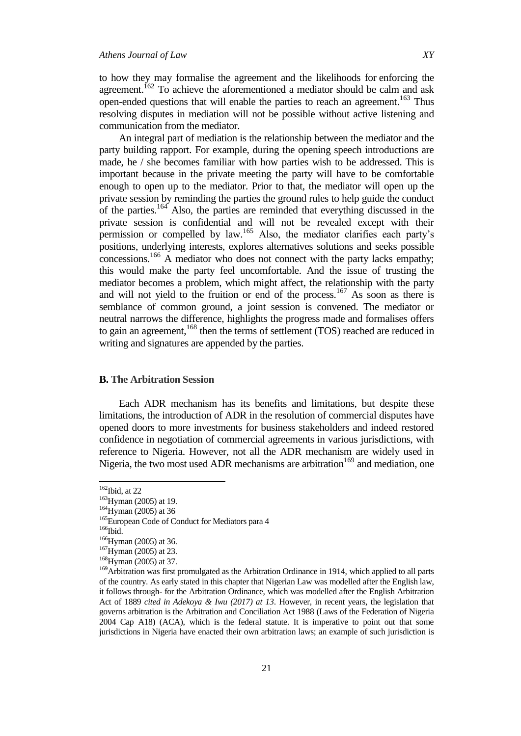to how they may formalise the agreement and the likelihoods for enforcing the agreement.[162] To achieve the aforementioned a mediator should be calm and ask open-ended questions that will enable the parties to reach an agreement.[163] Thus resolving disputes in mediation will not be possible without active listening and communication from the mediator.

An integral part of mediation is the relationship between the mediator and the party building rapport. For example, during the opening speech introductions are made, he / she becomes familiar with how parties wish to be addressed. This is important because in the private meeting the party will have to be comfortable enough to open up to the mediator. Prior to that, the mediator will open up the private session by reminding the parties the ground rules to help guide the conduct of the parties.[164] Also, the parties are reminded that everything discussed in the private session is confidential and will not be revealed except with their permission or compelled by law.[165] Also, the mediator clarifies each party's positions, underlying interests, explores alternatives solutions and seeks possible concessions.[166] A mediator who does not connect with the party lacks empathy; this would make the party feel uncomfortable. And the issue of trusting the mediator becomes a problem, which might affect, the relationship with the party and will not yield to the fruition or end of the process.[167] As soon as there is semblance of common ground, a joint session is convened. The mediator or neutral narrows the difference, highlights the progress made and formalises offers to gain an agreement,[168] then the terms of settlement (TOS) reached are reduced in writing and signatures are appended by the parties.

### B. The Arbitration Session

Each ADR mechanism has its benefits and limitations, but despite these limitations, the introduction of ADR in the resolution of commercial disputes have opened doors to more investments for business stakeholders and indeed restored confidence in negotiation of commercial agreements in various jurisdictions, with reference to Nigeria. However, not all the ADR mechanism are widely used in Nigeria, the two most used ADR mechanisms are arbitration[169] and mediation, one

---

[162] Ibid, at 22

[163] Hyman (2005) at 19.

[164] Hyman (2005) at 36

[165] European Code of Conduct for Mediators para 4

[166] Ibid.

[166] Hyman (2005) at 36.

[167] Hyman (2005) at 23.

[168] Hyman (2005) at 37.

[169] Arbitration was first promulgated as the Arbitration Ordinance in 1914, which applied to all parts of the country. As early stated in this chapter that Nigerian Law was modelled after the English law, it follows through- for the Arbitration Ordinance, which was modelled after the English Arbitration Act of 1889 *cited in Adekoya & Iwu (2017) at 13*. However, in recent years, the legislation that governs arbitration is the Arbitration and Conciliation Act 1988 (Laws of the Federation of Nigeria 2004 Cap A18) (ACA), which is the federal statute. It is imperative to point out that some jurisdictions in Nigeria have enacted their own arbitration laws; an example of such jurisdiction is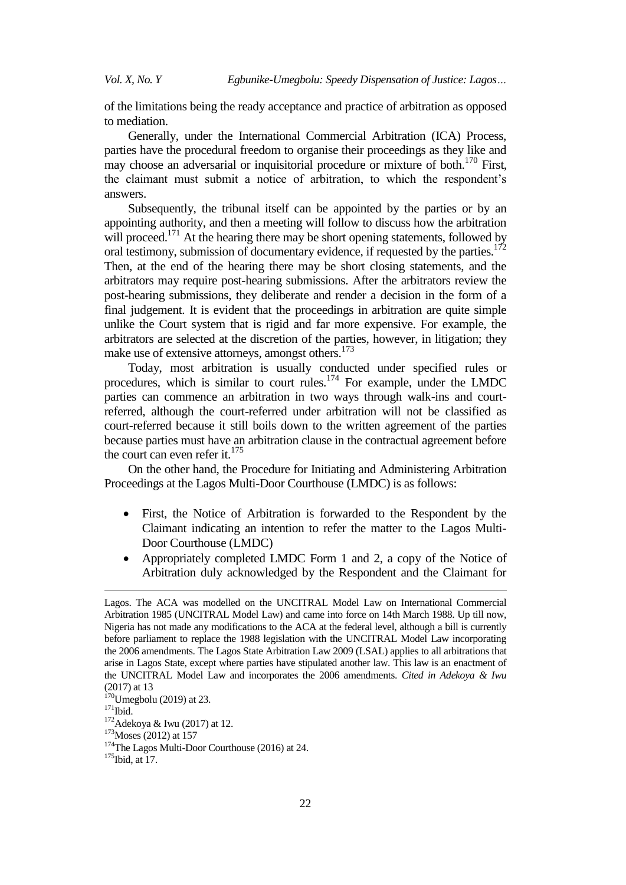of the limitations being the ready acceptance and practice of arbitration as opposed to mediation.

Generally, under the International Commercial Arbitration (ICA) Process, parties have the procedural freedom to organise their proceedings as they like and may choose an adversarial or inquisitorial procedure or mixture of both.[170] First, the claimant must submit a notice of arbitration, to which the respondent's answers.

Subsequently, the tribunal itself can be appointed by the parties or by an appointing authority, and then a meeting will follow to discuss how the arbitration will proceed.[171] At the hearing there may be short opening statements, followed by oral testimony, submission of documentary evidence, if requested by the parties.[172] Then, at the end of the hearing there may be short closing statements, and the arbitrators may require post-hearing submissions. After the arbitrators review the post-hearing submissions, they deliberate and render a decision in the form of a final judgement. It is evident that the proceedings in arbitration are quite simple unlike the Court system that is rigid and far more expensive. For example, the arbitrators are selected at the discretion of the parties, however, in litigation; they make use of extensive attorneys, amongst others.[173]

Today, most arbitration is usually conducted under specified rules or procedures, which is similar to court rules.[174] For example, under the LMDC parties can commence an arbitration in two ways through walk-ins and court-referred, although the court-referred under arbitration will not be classified as court-referred because it still boils down to the written agreement of the parties because parties must have an arbitration clause in the contractual agreement before the court can even refer it.[175]

On the other hand, the Procedure for Initiating and Administering Arbitration Proceedings at the Lagos Multi-Door Courthouse (LMDC) is as follows:

- First, the Notice of Arbitration is forwarded to the Respondent by the Claimant indicating an intention to refer the matter to the Lagos Multi-Door Courthouse (LMDC)
- Appropriately completed LMDC Form 1 and 2, a copy of the Notice of Arbitration duly acknowledged by the Respondent and the Claimant for

---

Lagos. The ACA was modelled on the UNCITRAL Model Law on International Commercial Arbitration 1985 (UNCITRAL Model Law) and came into force on 14th March 1988. Up till now, Nigeria has not made any modifications to the ACA at the federal level, although a bill is currently before parliament to replace the 1988 legislation with the UNCITRAL Model Law incorporating the 2006 amendments. The Lagos State Arbitration Law 2009 (LSAL) applies to all arbitrations that arise in Lagos State, except where parties have stipulated another law. This law is an enactment of the UNCITRAL Model Law and incorporates the 2006 amendments. *Cited in Adekoya & Iwu* (2017) at 13

[170] Umegbolu (2019) at 23.

[171] Ibid.

[172] Adekoya & Iwu (2017) at 12.

[173] Moses (2012) at 157

[174] The Lagos Multi-Door Courthouse (2016) at 24.

[175] Ibid, at 17.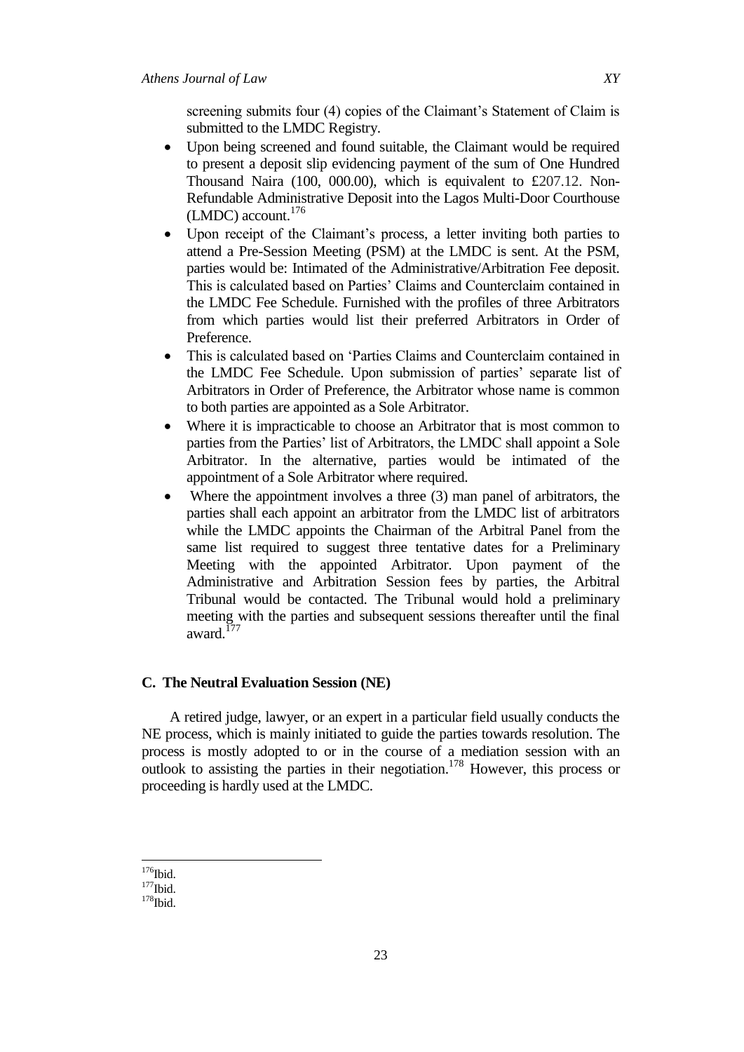screening submits four (4) copies of the Claimant's Statement of Claim is submitted to the LMDC Registry.

- Upon being screened and found suitable, the Claimant would be required to present a deposit slip evidencing payment of the sum of One Hundred Thousand Naira (100, 000.00), which is equivalent to £207.12. Non-Refundable Administrative Deposit into the Lagos Multi-Door Courthouse (LMDC) account.[176]
- Upon receipt of the Claimant's process, a letter inviting both parties to attend a Pre-Session Meeting (PSM) at the LMDC is sent. At the PSM, parties would be: Intimated of the Administrative/Arbitration Fee deposit. This is calculated based on Parties' Claims and Counterclaim contained in the LMDC Fee Schedule. Furnished with the profiles of three Arbitrators from which parties would list their preferred Arbitrators in Order of Preference.
- This is calculated based on 'Parties Claims and Counterclaim contained in the LMDC Fee Schedule. Upon submission of parties' separate list of Arbitrators in Order of Preference, the Arbitrator whose name is common to both parties are appointed as a Sole Arbitrator.
- Where it is impracticable to choose an Arbitrator that is most common to parties from the Parties' list of Arbitrators, the LMDC shall appoint a Sole Arbitrator. In the alternative, parties would be intimated of the appointment of a Sole Arbitrator where required.
- Where the appointment involves a three (3) man panel of arbitrators, the parties shall each appoint an arbitrator from the LMDC list of arbitrators while the LMDC appoints the Chairman of the Arbitral Panel from the same list required to suggest three tentative dates for a Preliminary Meeting with the appointed Arbitrator. Upon payment of the Administrative and Arbitration Session fees by parties, the Arbitral Tribunal would be contacted. The Tribunal would hold a preliminary meeting with the parties and subsequent sessions thereafter until the final award.[177]

### C. The Neutral Evaluation Session (NE)

A retired judge, lawyer, or an expert in a particular field usually conducts the NE process, which is mainly initiated to guide the parties towards resolution. The process is mostly adopted to or in the course of a mediation session with an outlook to assisting the parties in their negotiation.[178] However, this process or proceeding is hardly used at the LMDC.

---

[176] Ibid.

[177] Ibid.

[178] Ibid.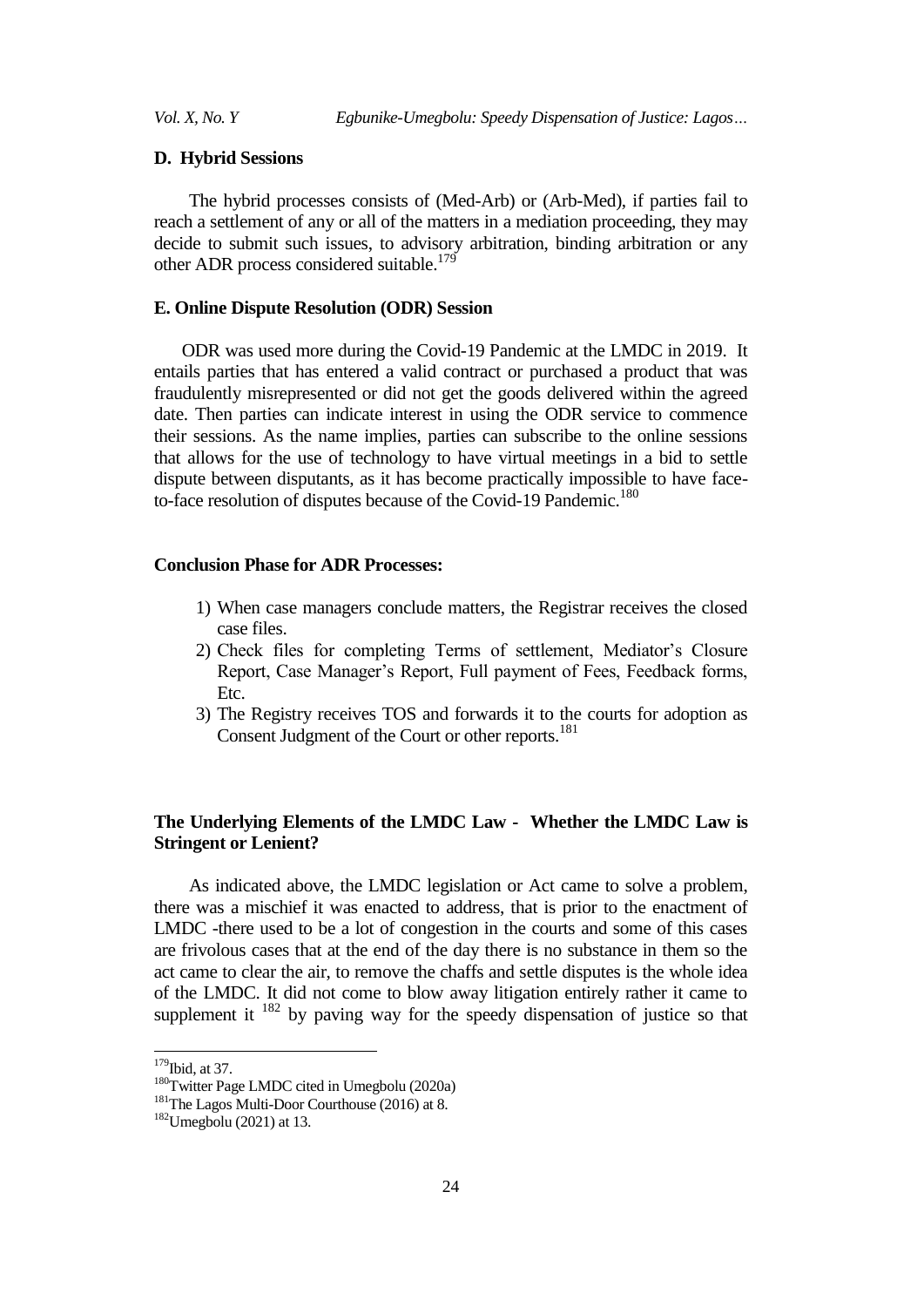### D. Hybrid Sessions

The hybrid processes consists of (Med-Arb) or (Arb-Med), if parties fail to reach a settlement of any or all of the matters in a mediation proceeding, they may decide to submit such issues, to advisory arbitration, binding arbitration or any other ADR process considered suitable.[179]

### E. Online Dispute Resolution (ODR) Session

ODR was used more during the Covid-19 Pandemic at the LMDC in 2019. It entails parties that has entered a valid contract or purchased a product that was fraudulently misrepresented or did not get the goods delivered within the agreed date. Then parties can indicate interest in using the ODR service to commence their sessions. As the name implies, parties can subscribe to the online sessions that allows for the use of technology to have virtual meetings in a bid to settle dispute between disputants, as it has become practically impossible to have face-to-face resolution of disputes because of the Covid-19 Pandemic.[180]

### Conclusion Phase for ADR Processes:

1) When case managers conclude matters, the Registrar receives the closed case files.
2) Check files for completing Terms of settlement, Mediator's Closure Report, Case Manager's Report, Full payment of Fees, Feedback forms, Etc.
3) The Registry receives TOS and forwards it to the courts for adoption as Consent Judgment of the Court or other reports.[181]

### The Underlying Elements of the LMDC Law - Whether the LMDC Law is Stringent or Lenient?

As indicated above, the LMDC legislation or Act came to solve a problem, there was a mischief it was enacted to address, that is prior to the enactment of LMDC -there used to be a lot of congestion in the courts and some of this cases are frivolous cases that at the end of the day there is no substance in them so the act came to clear the air, to remove the chaffs and settle disputes is the whole idea of the LMDC. It did not come to blow away litigation entirely rather it came to supplement it [182] by paving way for the speedy dispensation of justice so that

---

[179] Ibid, at 37.

[180] Twitter Page LMDC cited in Umegbolu (2020a)

[181] The Lagos Multi-Door Courthouse (2016) at 8.

[182] Umegbolu (2021) at 13.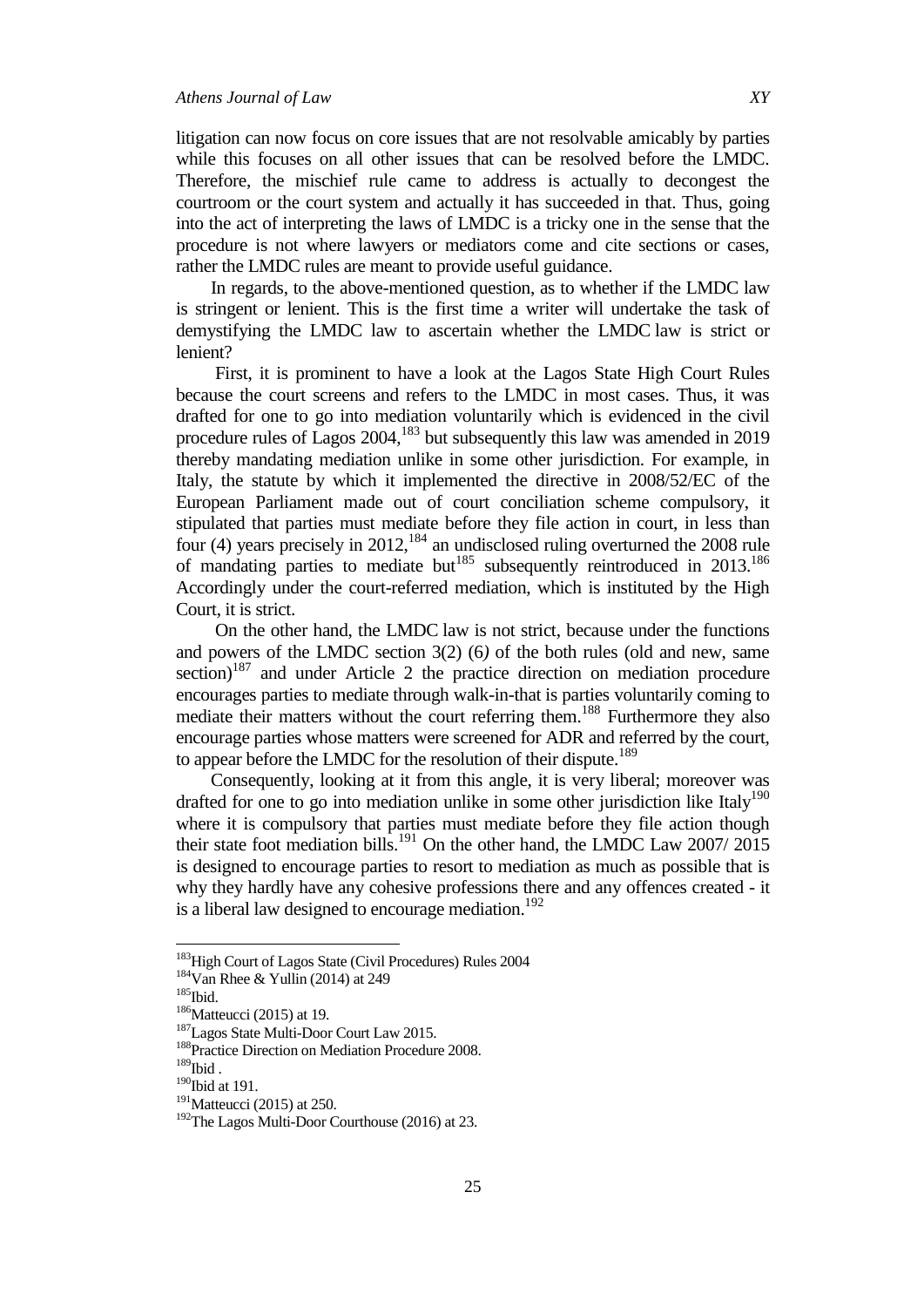litigation can now focus on core issues that are not resolvable amicably by parties while this focuses on all other issues that can be resolved before the LMDC. Therefore, the mischief rule came to address is actually to decongest the courtroom or the court system and actually it has succeeded in that. Thus, going into the act of interpreting the laws of LMDC is a tricky one in the sense that the procedure is not where lawyers or mediators come and cite sections or cases, rather the LMDC rules are meant to provide useful guidance.

In regards, to the above-mentioned question, as to whether if the LMDC law is stringent or lenient. This is the first time a writer will undertake the task of demystifying the LMDC law to ascertain whether the LMDC law is strict or lenient?

First, it is prominent to have a look at the Lagos State High Court Rules because the court screens and refers to the LMDC in most cases. Thus, it was drafted for one to go into mediation voluntarily which is evidenced in the civil procedure rules of Lagos 2004,[183] but subsequently this law was amended in 2019 thereby mandating mediation unlike in some other jurisdiction. For example, in Italy, the statute by which it implemented the directive in 2008/52/EC of the European Parliament made out of court conciliation scheme compulsory, it stipulated that parties must mediate before they file action in court, in less than four (4) years precisely in 2012,[184] an undisclosed ruling overturned the 2008 rule of mandating parties to mediate but[185] subsequently reintroduced in 2013.[186] Accordingly under the court-referred mediation, which is instituted by the High Court, it is strict.

On the other hand, the LMDC law is not strict, because under the functions and powers of the LMDC section 3(2) (6) of the both rules (old and new, same section)[187] and under Article 2 the practice direction on mediation procedure encourages parties to mediate through walk-in-that is parties voluntarily coming to mediate their matters without the court referring them.[188] Furthermore they also encourage parties whose matters were screened for ADR and referred by the court, to appear before the LMDC for the resolution of their dispute.[189]

Consequently, looking at it from this angle, it is very liberal; moreover was drafted for one to go into mediation unlike in some other jurisdiction like Italy[190] where it is compulsory that parties must mediate before they file action though their state foot mediation bills.[191] On the other hand, the LMDC Law 2007/ 2015 is designed to encourage parties to resort to mediation as much as possible that is why they hardly have any cohesive professions there and any offences created - it is a liberal law designed to encourage mediation.[192]

---

[183] High Court of Lagos State (Civil Procedures) Rules 2004
[184] Van Rhee & Yullin (2014) at 249
[185] Ibid.
[186] Matteucci (2015) at 19.
[187] Lagos State Multi-Door Court Law 2015.
[188] Practice Direction on Mediation Procedure 2008.
[189] Ibid .
[190] Ibid at 191.
[191] Matteucci (2015) at 250.
[192] The Lagos Multi-Door Courthouse (2016) at 23.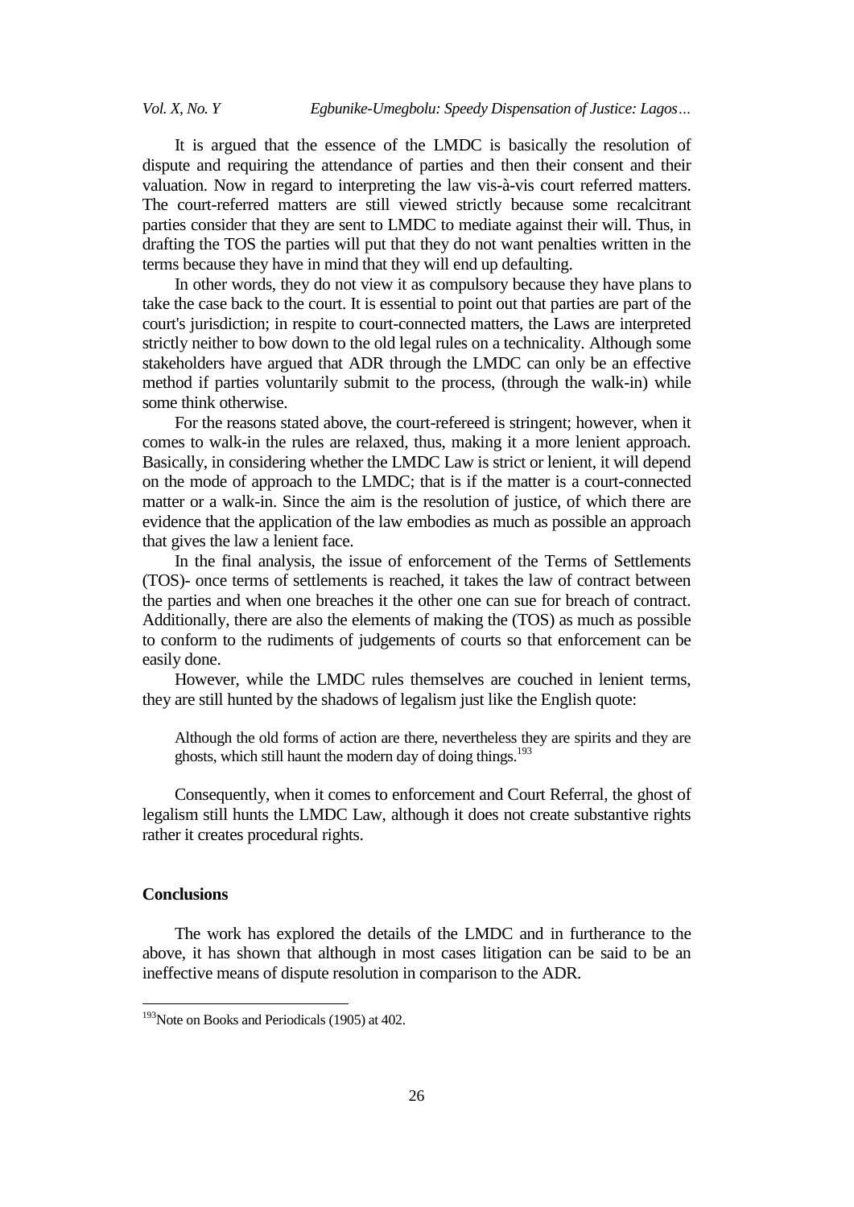It is argued that the essence of the LMDC is basically the resolution of dispute and requiring the attendance of parties and then their consent and their valuation. Now in regard to interpreting the law vis-à-vis court referred matters. The court-referred matters are still viewed strictly because some recalcitrant parties consider that they are sent to LMDC to mediate against their will. Thus, in drafting the TOS the parties will put that they do not want penalties written in the terms because they have in mind that they will end up defaulting.

In other words, they do not view it as compulsory because they have plans to take the case back to the court. It is essential to point out that parties are part of the court's jurisdiction; in respite to court-connected matters, the Laws are interpreted strictly neither to bow down to the old legal rules on a technicality. Although some stakeholders have argued that ADR through the LMDC can only be an effective method if parties voluntarily submit to the process, (through the walk-in) while some think otherwise.

For the reasons stated above, the court-refereed is stringent; however, when it comes to walk-in the rules are relaxed, thus, making it a more lenient approach. Basically, in considering whether the LMDC Law is strict or lenient, it will depend on the mode of approach to the LMDC; that is if the matter is a court-connected matter or a walk-in. Since the aim is the resolution of justice, of which there are evidence that the application of the law embodies as much as possible an approach that gives the law a lenient face.

In the final analysis, the issue of enforcement of the Terms of Settlements (TOS)- once terms of settlements is reached, it takes the law of contract between the parties and when one breaches it the other one can sue for breach of contract. Additionally, there are also the elements of making the (TOS) as much as possible to conform to the rudiments of judgements of courts so that enforcement can be easily done.

However, while the LMDC rules themselves are couched in lenient terms, they are still hunted by the shadows of legalism just like the English quote:

> Although the old forms of action are there, nevertheless they are spirits and they are ghosts, which still haunt the modern day of doing things.[193]

Consequently, when it comes to enforcement and Court Referral, the ghost of legalism still hunts the LMDC Law, although it does not create substantive rights rather it creates procedural rights.

## Conclusions

The work has explored the details of the LMDC and in furtherance to the above, it has shown that although in most cases litigation can be said to be an ineffective means of dispute resolution in comparison to the ADR.

---

[193] Note on Books and Periodicals (1905) at 402.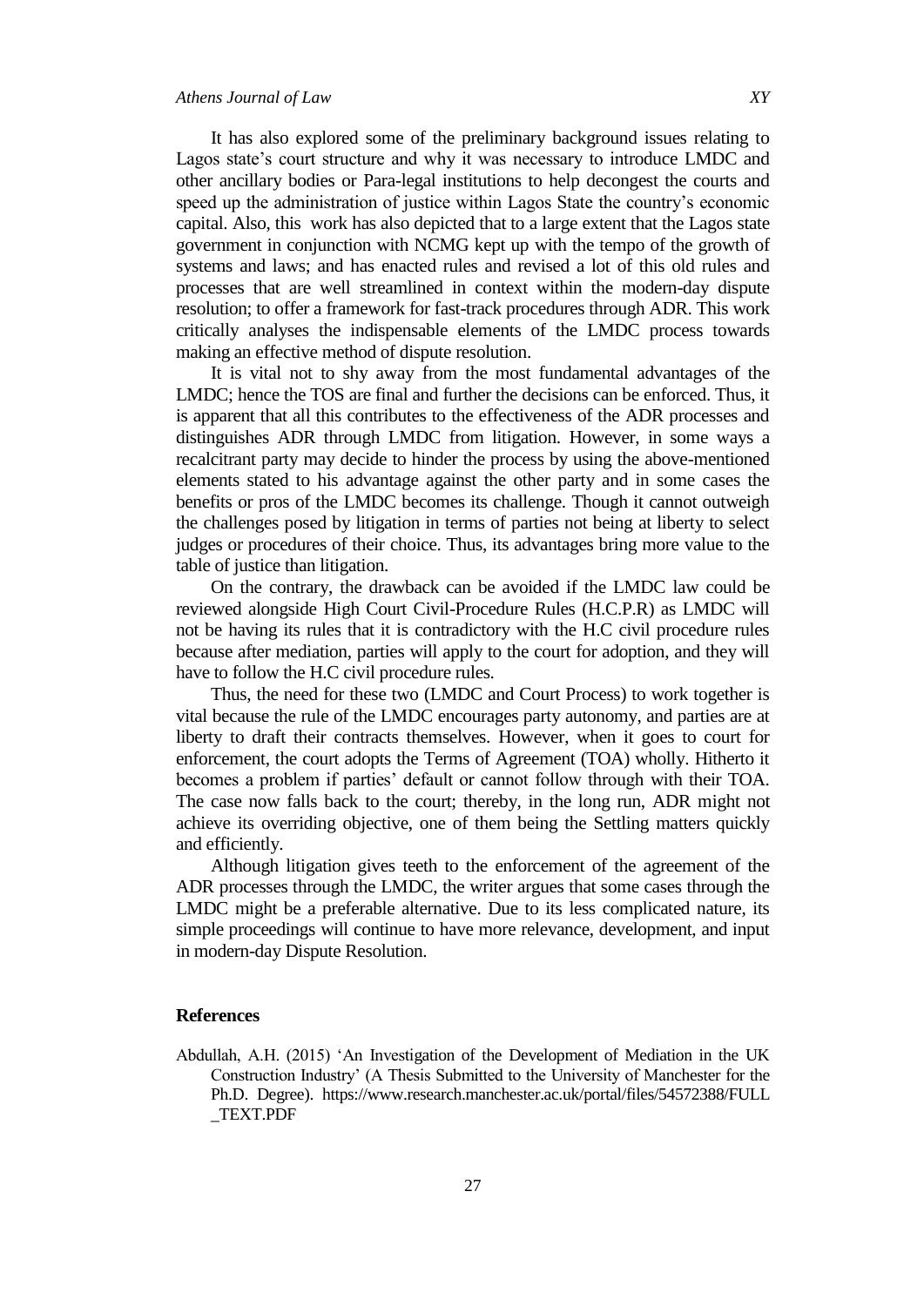It has also explored some of the preliminary background issues relating to Lagos state's court structure and why it was necessary to introduce LMDC and other ancillary bodies or Para-legal institutions to help decongest the courts and speed up the administration of justice within Lagos State the country's economic capital. Also, this work has also depicted that to a large extent that the Lagos state government in conjunction with NCMG kept up with the tempo of the growth of systems and laws; and has enacted rules and revised a lot of this old rules and processes that are well streamlined in context within the modern-day dispute resolution; to offer a framework for fast-track procedures through ADR. This work critically analyses the indispensable elements of the LMDC process towards making an effective method of dispute resolution.

It is vital not to shy away from the most fundamental advantages of the LMDC; hence the TOS are final and further the decisions can be enforced. Thus, it is apparent that all this contributes to the effectiveness of the ADR processes and distinguishes ADR through LMDC from litigation. However, in some ways a recalcitrant party may decide to hinder the process by using the above-mentioned elements stated to his advantage against the other party and in some cases the benefits or pros of the LMDC becomes its challenge. Though it cannot outweigh the challenges posed by litigation in terms of parties not being at liberty to select judges or procedures of their choice. Thus, its advantages bring more value to the table of justice than litigation.

On the contrary, the drawback can be avoided if the LMDC law could be reviewed alongside High Court Civil-Procedure Rules (H.C.P.R) as LMDC will not be having its rules that it is contradictory with the H.C civil procedure rules because after mediation, parties will apply to the court for adoption, and they will have to follow the H.C civil procedure rules.

Thus, the need for these two (LMDC and Court Process) to work together is vital because the rule of the LMDC encourages party autonomy, and parties are at liberty to draft their contracts themselves. However, when it goes to court for enforcement, the court adopts the Terms of Agreement (TOA) wholly. Hitherto it becomes a problem if parties' default or cannot follow through with their TOA. The case now falls back to the court; thereby, in the long run, ADR might not achieve its overriding objective, one of them being the Settling matters quickly and efficiently.

Although litigation gives teeth to the enforcement of the agreement of the ADR processes through the LMDC, the writer argues that some cases through the LMDC might be a preferable alternative. Due to its less complicated nature, its simple proceedings will continue to have more relevance, development, and input in modern-day Dispute Resolution.

## References

Abdullah, A.H. (2015) 'An Investigation of the Development of Mediation in the UK Construction Industry' (A Thesis Submitted to the University of Manchester for the Ph.D. Degree). https://www.research.manchester.ac.uk/portal/files/54572388/FULL_TEXT.PDF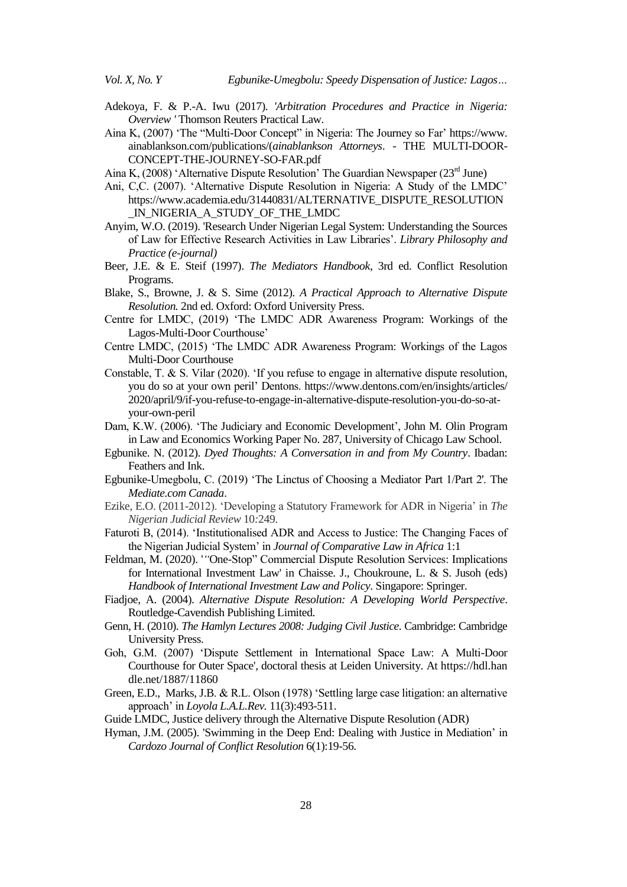Adekoya, F. & P.-A. Iwu (2017). *'Arbitration Procedures and Practice in Nigeria: Overview '* Thomson Reuters Practical Law.

Aina K, (2007) 'The "Multi-Door Concept" in Nigeria: The Journey so Far' https://www.ainablankson.com/publications/(*ainablankson Attorneys*. - THE MULTI-DOOR-CONCEPT-THE-JOURNEY-SO-FAR.pdf

Aina K, (2008) 'Alternative Dispute Resolution' The Guardian Newspaper (23rd June)

Ani, C,C. (2007). 'Alternative Dispute Resolution in Nigeria: A Study of the LMDC' https://www.academia.edu/31440831/ALTERNATIVE_DISPUTE_RESOLUTION_IN_NIGERIA_A_STUDY_OF_THE_LMDC

Anyim, W.O. (2019). 'Research Under Nigerian Legal System: Understanding the Sources of Law for Effective Research Activities in Law Libraries'. *Library Philosophy and Practice (e-journal)*

Beer, J.E. & E. Steif (1997). *The Mediators Handbook*, 3rd ed. Conflict Resolution Programs.

Blake, S., Browne, J. & S. Sime (2012). *A Practical Approach to Alternative Dispute Resolution.* 2nd ed. Oxford: Oxford University Press.

Centre for LMDC, (2019) 'The LMDC ADR Awareness Program: Workings of the Lagos-Multi-Door Courthouse'

Centre LMDC, (2015) 'The LMDC ADR Awareness Program: Workings of the Lagos Multi-Door Courthouse

Constable, T. & S. Vilar (2020). 'If you refuse to engage in alternative dispute resolution, you do so at your own peril' Dentons. https://www.dentons.com/en/insights/articles/2020/april/9/if-you-refuse-to-engage-in-alternative-dispute-resolution-you-do-so-at-your-own-peril

Dam, K.W. (2006). 'The Judiciary and Economic Development', John M. Olin Program in Law and Economics Working Paper No. 287, University of Chicago Law School.

Egbunike. N. (2012). *Dyed Thoughts: A Conversation in and from My Country*. Ibadan: Feathers and Ink.

Egbunike-Umegbolu, C. (2019) 'The Linctus of Choosing a Mediator Part 1/Part 2'. The *Mediate.com Canada*.

Ezike, E.O. (2011-2012). 'Developing a Statutory Framework for ADR in Nigeria' in *The Nigerian Judicial Review* 10:249.

Faturoti B, (2014). 'Institutionalised ADR and Access to Justice: The Changing Faces of the Nigerian Judicial System' in *Journal of Comparative Law in Africa* 1:1

Feldman, M. (2020). '"One-Stop" Commercial Dispute Resolution Services: Implications for International Investment Law' in Chaisse. J., Choukroune, L. & S. Jusoh (eds) *Handbook of International Investment Law and Policy*. Singapore: Springer.

Fiadjoe, A. (2004). *Alternative Dispute Resolution: A Developing World Perspective*. Routledge-Cavendish Publishing Limited.

Genn, H. (2010). *The Hamlyn Lectures 2008: Judging Civil Justice*. Cambridge: Cambridge University Press.

Goh, G.M. (2007) 'Dispute Settlement in International Space Law: A Multi-Door Courthouse for Outer Space', doctoral thesis at Leiden University. At https://hdl.handle.net/1887/11860

Green, E.D., Marks, J.B. & R.L. Olson (1978) 'Settling large case litigation: an alternative approach' in *Loyola L.A.L.Rev.* 11(3):493-511.

Guide LMDC, Justice delivery through the Alternative Dispute Resolution (ADR)

Hyman, J.M. (2005). 'Swimming in the Deep End: Dealing with Justice in Mediation' in *Cardozo Journal of Conflict Resolution* 6(1):19-56.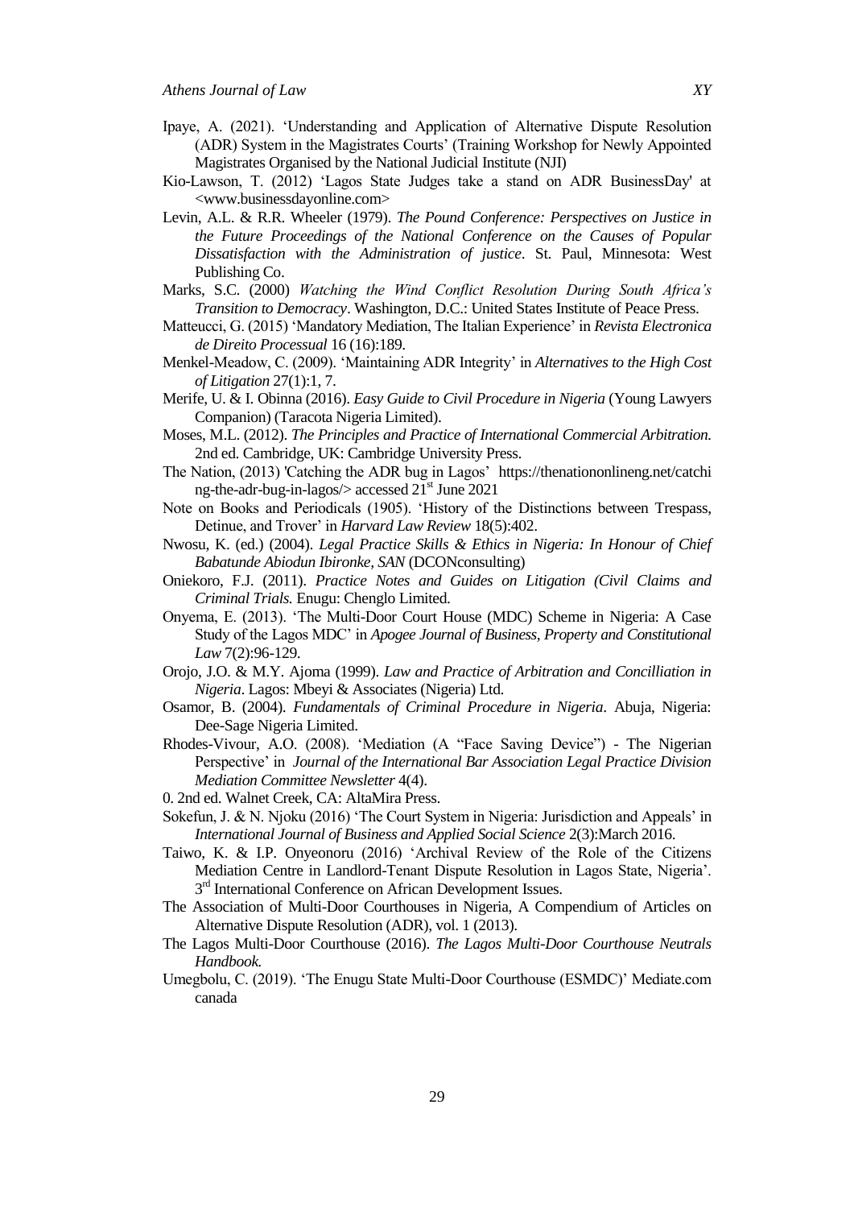Ipaye, A. (2021). 'Understanding and Application of Alternative Dispute Resolution (ADR) System in the Magistrates Courts' (Training Workshop for Newly Appointed Magistrates Organised by the National Judicial Institute (NJI)

Kio-Lawson, T. (2012) 'Lagos State Judges take a stand on ADR BusinessDay' at <www.businessdayonline.com>

Levin, A.L. & R.R. Wheeler (1979). *The Pound Conference: Perspectives on Justice in the Future Proceedings of the National Conference on the Causes of Popular Dissatisfaction with the Administration of justice*. St. Paul, Minnesota: West Publishing Co.

Marks, S.C. (2000) *Watching the Wind Conflict Resolution During South Africa's Transition to Democracy*. Washington, D.C.: United States Institute of Peace Press.

Matteucci, G. (2015) 'Mandatory Mediation, The Italian Experience' in *Revista Electronica de Direito Processual* 16 (16):189.

Menkel-Meadow, C. (2009). 'Maintaining ADR Integrity' in *Alternatives to the High Cost of Litigation* 27(1):1, 7.

Merife, U. & I. Obinna (2016). *Easy Guide to Civil Procedure in Nigeria* (Young Lawyers Companion) (Taracota Nigeria Limited).

Moses, M.L. (2012). *The Principles and Practice of International Commercial Arbitration.* 2nd ed. Cambridge, UK: Cambridge University Press.

The Nation, (2013) 'Catching the ADR bug in Lagos' https://thenationonlineng.net/catching-the-adr-bug-in-lagos/> accessed 21st June 2021

Note on Books and Periodicals (1905). 'History of the Distinctions between Trespass, Detinue, and Trover' in *Harvard Law Review* 18(5):402.

Nwosu, K. (ed.) (2004). *Legal Practice Skills & Ethics in Nigeria: In Honour of Chief Babatunde Abiodun Ibironke, SAN* (DCONconsulting)

Oniekoro, F.J. (2011). *Practice Notes and Guides on Litigation (Civil Claims and Criminal Trials.* Enugu: Chenglo Limited.

Onyema, E. (2013). 'The Multi-Door Court House (MDC) Scheme in Nigeria: A Case Study of the Lagos MDC' in *Apogee Journal of Business, Property and Constitutional Law* 7(2):96-129.

Orojo, J.O. & M.Y. Ajoma (1999). *Law and Practice of Arbitration and Concilliation in Nigeria*. Lagos: Mbeyi & Associates (Nigeria) Ltd.

Osamor, B. (2004). *Fundamentals of Criminal Procedure in Nigeria*. Abuja, Nigeria: Dee-Sage Nigeria Limited.

Rhodes-Vivour, A.O. (2008). 'Mediation (A "Face Saving Device") - The Nigerian Perspective' in *Journal of the International Bar Association Legal Practice Division Mediation Committee Newsletter* 4(4).

0. 2nd ed. Walnet Creek, CA: AltaMira Press.

Sokefun, J. & N. Njoku (2016) 'The Court System in Nigeria: Jurisdiction and Appeals' in *International Journal of Business and Applied Social Science* 2(3):March 2016.

Taiwo, K. & I.P. Onyeonoru (2016) 'Archival Review of the Role of the Citizens Mediation Centre in Landlord-Tenant Dispute Resolution in Lagos State, Nigeria'. 3rd International Conference on African Development Issues.

The Association of Multi-Door Courthouses in Nigeria, A Compendium of Articles on Alternative Dispute Resolution (ADR), vol. 1 (2013).

The Lagos Multi-Door Courthouse (2016). *The Lagos Multi-Door Courthouse Neutrals Handbook.*

Umegbolu, C. (2019). 'The Enugu State Multi-Door Courthouse (ESMDC)' Mediate.com canada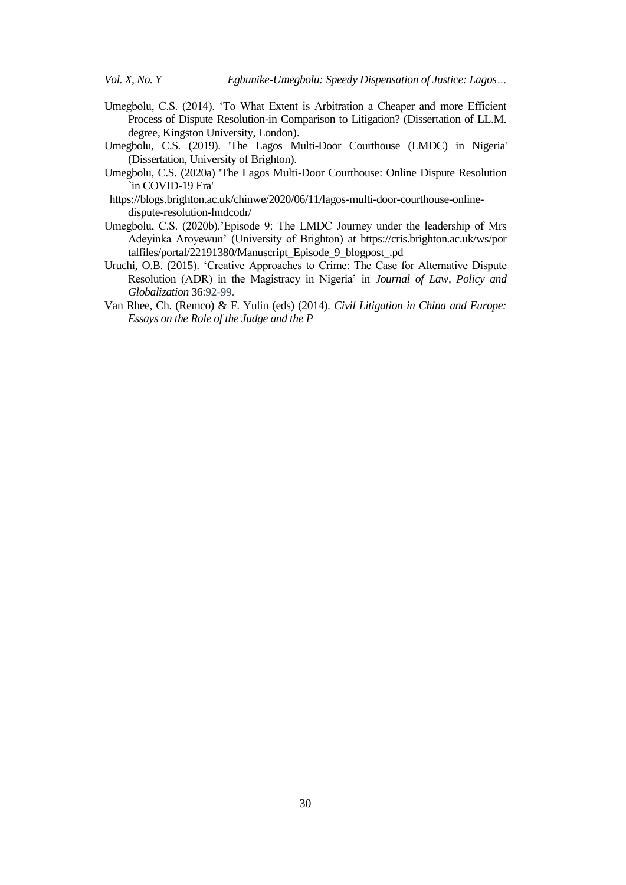Umegbolu, C.S. (2014). 'To What Extent is Arbitration a Cheaper and more Efficient Process of Dispute Resolution-in Comparison to Litigation? (Dissertation of LL.M. degree, Kingston University, London).

Umegbolu, C.S. (2019). 'The Lagos Multi-Door Courthouse (LMDC) in Nigeria' (Dissertation, University of Brighton).

Umegbolu, C.S. (2020a) 'The Lagos Multi-Door Courthouse: Online Dispute Resolution `in COVID-19 Era' https://blogs.brighton.ac.uk/chinwe/2020/06/11/lagos-multi-door-courthouse-online-dispute-resolution-lmdcodr/

Umegbolu, C.S. (2020b).'Episode 9: The LMDC Journey under the leadership of Mrs Adeyinka Aroyewun' (University of Brighton) at https://cris.brighton.ac.uk/ws/portalfiles/portal/22191380/Manuscript_Episode_9_blogpost_.pd

Uruchi, O.B. (2015). 'Creative Approaches to Crime: The Case for Alternative Dispute Resolution (ADR) in the Magistracy in Nigeria' in *Journal of Law, Policy and Globalization* 36:92-99.

Van Rhee, Ch. (Remco) & F. Yulin (eds) (2014). *Civil Litigation in China and Europe: Essays on the Role of the Judge and the P*